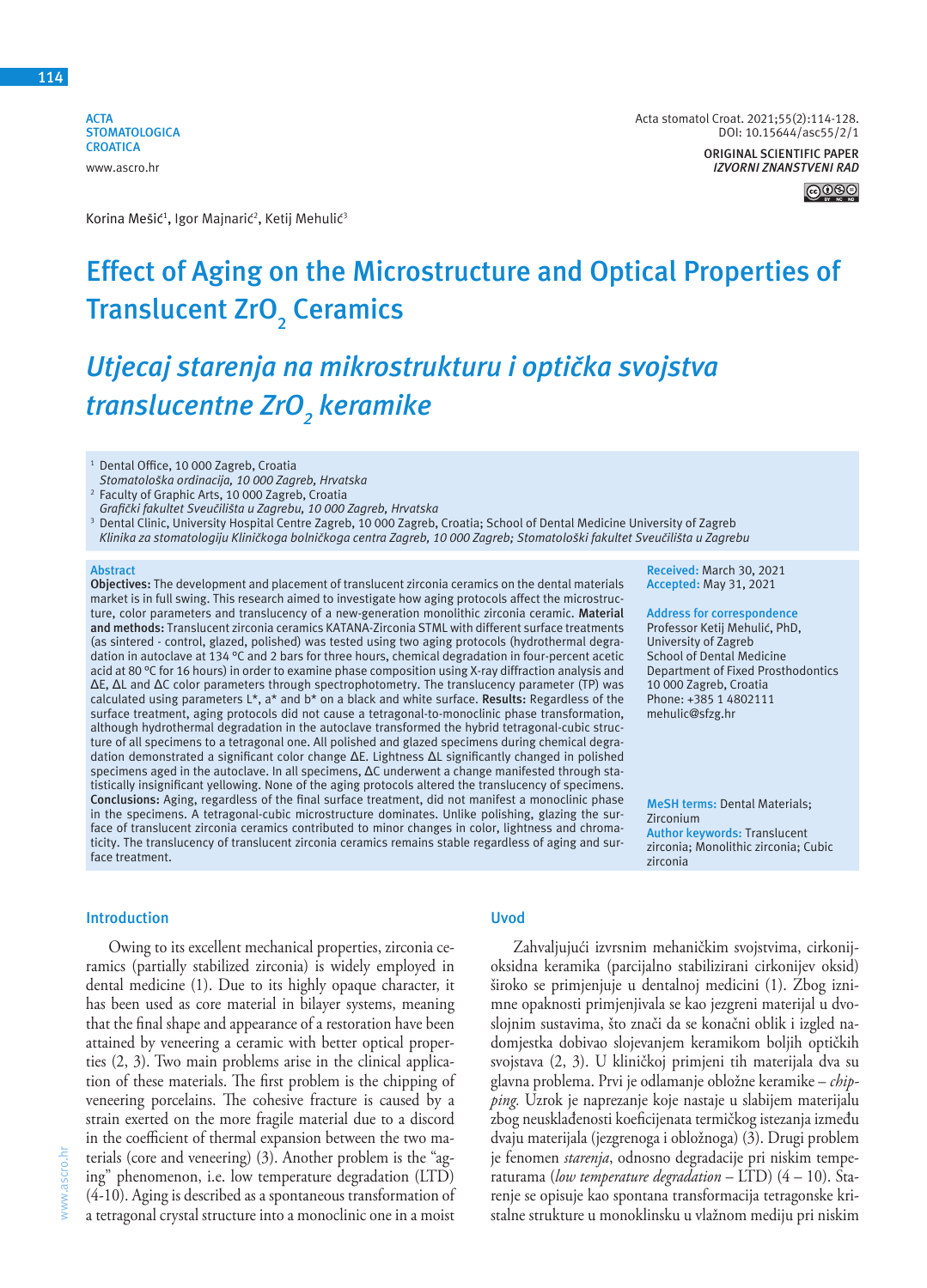ACTA STOMATOLOGICA CROATICA
www.ascro.hr

Acta stomatol Croat. 2021;55(2):114-128.
DOI: 10.15644/asc55/2/1

ORIGINAL SCIENTIFIC PAPER
*IZVORNI ZNANSTVENI RAD*

Korina Mešić[1], Igor Majnarić[2], Ketij Mehulić[3]

# Effect of Aging on the Microstructure and Optical Properties of Translucent $ZrO_2$ Ceramics

# *Utjecaj starenja na mikrostrukturu i optička svojstva translucentne $ZrO_2$ keramike*

[1] Dental Office, 10 000 Zagreb, Croatia
*Stomatološka ordinacija, 10 000 Zagreb, Hrvatska*
[2] Faculty of Graphic Arts, 10 000 Zagreb, Croatia
*Grafički fakultet Sveučilišta u Zagrebu, 10 000 Zagreb, Hrvatska*
[3] Dental Clinic, University Hospital Centre Zagreb, 10 000 Zagreb, Croatia; School of Dental Medicine University of Zagreb
*Klinika za stomatologiju Kliničkoga bolničkoga centra Zagreb, 10 000 Zagreb; Stomatološki fakultet Sveučilišta u Zagrebu*

## Abstract

**Objectives:** The development and placement of translucent zirconia ceramics on the dental materials market is in full swing. This research aimed to investigate how aging protocols affect the microstructure, color parameters and translucency of a new-generation monolithic zirconia ceramic. **Material and methods:** Translucent zirconia ceramics KATANA-Zirconia STML with different surface treatments (as sintered - control, glazed, polished) was tested using two aging protocols (hydrothermal degradation in autoclave at 134 °C and 2 bars for three hours, chemical degradation in four-percent acetic acid at 80 °C for 16 hours) in order to examine phase composition using X-ray diffraction analysis and ΔE, ΔL and ΔC color parameters through spectrophotometry. The translucency parameter (TP) was calculated using parameters L\*, a\* and b\* on a black and white surface. **Results:** Regardless of the surface treatment, aging protocols did not cause a tetragonal-to-monoclinic phase transformation, although hydrothermal degradation in the autoclave transformed the hybrid tetragonal-cubic structure of all specimens to a tetragonal one. All polished and glazed specimens during chemical degradation demonstrated a significant color change ΔE. Lightness ΔL significantly changed in polished specimens aged in the autoclave. In all specimens, ΔC underwent a change manifested through statistically insignificant yellowing. None of the aging protocols altered the translucency of specimens. **Conclusions:** Aging, regardless of the final surface treatment, did not manifest a monoclinic phase in the specimens. A tetragonal-cubic microstructure dominates. Unlike polishing, glazing the surface of translucent zirconia ceramics contributed to minor changes in color, lightness and chromaticity. The translucency of translucent zirconia ceramics remains stable regardless of aging and surface treatment.

**Received:** March 30, 2021
**Accepted:** May 31, 2021

**Address for correspondence**
Professor Ketij Mehulić, PhD,
University of Zagreb
School of Dental Medicine
Department of Fixed Prosthodontics
10 000 Zagreb, Croatia
Phone: +385 1 4802111
mehulic@sfzg.hr

**MeSH terms:** Dental Materials; Zirconium
**Author keywords:** Translucent zirconia; Monolithic zirconia; Cubic zirconia

## Introduction

Owing to its excellent mechanical properties, zirconia ceramics (partially stabilized zirconia) is widely employed in dental medicine (1). Due to its highly opaque character, it has been used as core material in bilayer systems, meaning that the final shape and appearance of a restoration have been attained by veneering a ceramic with better optical properties (2, 3). Two main problems arise in the clinical application of these materials. The first problem is the chipping of veneering porcelains. The cohesive fracture is caused by a strain exerted on the more fragile material due to a discord in the coefficient of thermal expansion between the two materials (core and veneering) (3). Another problem is the "aging" phenomenon, i.e. low temperature degradation (LTD) (4-10). Aging is described as a spontaneous transformation of a tetragonal crystal structure into a monoclinic one in a moist

## Uvod

Zahvaljujući izvrsnim mehaničkim svojstvima, cirkonijoksidna keramika (parcijalno stabilizirani cirkonijev oksid) široko se primjenjuje u dentalnoj medicini (1). Zbog iznimne opaknosti primjenjivala se kao jezgreni materijal u dvoslojnim sustavima, što znači da se konačni oblik i izgled nadomjestka dobivao slojevanjem keramikom boljih optičkih svojstava (2, 3). U kliničkoj primjeni tih materijala dva su glavna problema. Prvi je odlamanje obložne keramike – *chipping*. Uzrok je naprezanje koje nastaje u slabijem materijalu zbog neusklađenosti koeficijenata termičkog istezanja između dvaju materijala (jezgrenoga i obložnoga) (3). Drugi problem je fenomen *starenja*, odnosno degradacije pri niskim temperaturama (*low temperature degradation* – LTD) (4 – 10). Starenje se opisuje kao spontana transformacija tetragonske kristalne strukture u monoklinsku u vlažnom mediju pri niskim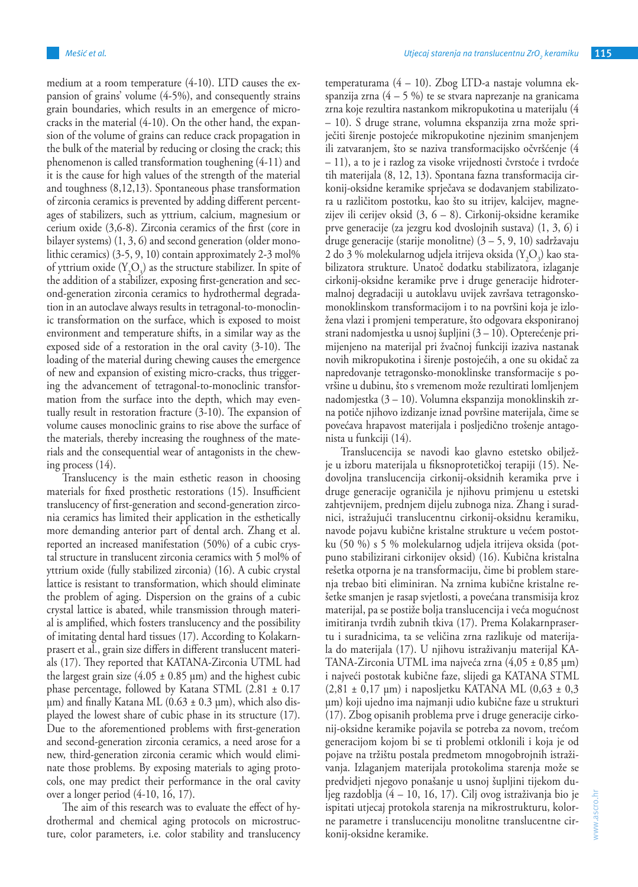medium at a room temperature (4-10). LTD causes the expansion of grains' volume (4-5%), and consequently strains grain boundaries, which results in an emergence of micro-cracks in the material (4-10). On the other hand, the expansion of the volume of grains can reduce crack propagation in the bulk of the material by reducing or closing the crack; this phenomenon is called transformation toughening (4-11) and it is the cause for high values of the strength of the material and toughness (8,12,13). Spontaneous phase transformation of zirconia ceramics is prevented by adding different percentages of stabilizers, such as yttrium, calcium, magnesium or cerium oxide (3,6-8). Zirconia ceramics of the first (core in bilayer systems) (1, 3, 6) and second generation (older monolithic ceramics) (3-5, 9, 10) contain approximately 2-3 mol% of yttrium oxide ($Y_2O_3$) as the structure stabilizer. In spite of the addition of a stabilizer, exposing first-generation and second-generation zirconia ceramics to hydrothermal degradation in an autoclave always results in tetragonal-to-monoclinic transformation on the surface, which is exposed to moist environment and temperature shifts, in a similar way as the exposed side of a restoration in the oral cavity (3-10). The loading of the material during chewing causes the emergence of new and expansion of existing micro-cracks, thus triggering the advancement of tetragonal-to-monoclinic transformation from the surface into the depth, which may eventually result in restoration fracture (3-10). The expansion of volume causes monoclinic grains to rise above the surface of the materials, thereby increasing the roughness of the materials and the consequential wear of antagonists in the chewing process (14).

Translucency is the main esthetic reason in choosing materials for fixed prosthetic restorations (15). Insufficient translucency of first-generation and second-generation zirconia ceramics has limited their application in the esthetically more demanding anterior part of dental arch. Zhang et al. reported an increased manifestation (50%) of a cubic crystal structure in translucent zirconia ceramics with 5 mol% of yttrium oxide (fully stabilized zirconia) (16). A cubic crystal lattice is resistant to transformation, which should eliminate the problem of aging. Dispersion on the grains of a cubic crystal lattice is abated, while transmission through material is amplified, which fosters translucency and the possibility of imitating dental hard tissues (17). According to Kolakarnprasert et al., grain size differs in different translucent materials (17). They reported that KATANA-Zirconia UTML had the largest grain size (4.05 ± 0.85 µm) and the highest cubic phase percentage, followed by Katana STML (2.81 ± 0.17 µm) and finally Katana ML (0.63 ± 0.3 µm), which also displayed the lowest share of cubic phase in its structure (17). Due to the aforementioned problems with first-generation and second-generation zirconia ceramics, a need arose for a new, third-generation zirconia ceramic which would eliminate those problems. By exposing materials to aging protocols, one may predict their performance in the oral cavity over a longer period (4-10, 16, 17).

The aim of this research was to evaluate the effect of hydrothermal and chemical aging protocols on microstructure, color parameters, i.e. color stability and translucency

temperaturama (4 – 10). Zbog LTD-a nastaje volumna ekspanzija zrna (4 – 5 %) te se stvara naprezanje na granicama zrna koje rezultira nastankom mikropukotina u materijalu (4 – 10). S druge strane, volumna ekspanzija zrna može spriječiti širenje postojeće mikropukotine njezinim smanjenjem ili zatvaranjem, što se naziva transformacijsko očvršćenje (4 – 11), a to je i razlog za visoke vrijednosti čvrstoće i tvrdoće tih materijala (8, 12, 13). Spontana fazna transformacija cirkonij-oksidne keramike sprječava se dodavanjem stabilizatora u različitom postotku, kao što su itrijev, kalcijev, magnezijev ili cerijev oksid (3, 6 – 8). Cirkonij-oksidne keramike prve generacije (za jezgru kod dvoslojnih sustava) (1, 3, 6) i druge generacije (starije monolitne) (3 – 5, 9, 10) sadržavaju 2 do 3 % molekularnog udjela itrijeva oksida ($Y_2O_3$) kao stabilizatora strukture. Unatoč dodatku stabilizatora, izlaganje cirkonij-oksidne keramike prve i druge generacije hidrotermalnoj degradaciji u autoklavu uvijek završava tetragonsko-monoklinskom transformacijom i to na površini koja je izložena vlazi i promjeni temperature, što odgovara eksponiranoj strani nadomjestka u usnoj šupljini (3 – 10). Opterećenje primijenjeno na materijal pri žvačnoj funkciji izaziva nastanak novih mikropukotina i širenje postojećih, a one su okidač za napredovanje tetragonsko-monoklinske transformacije s površine u dubinu, što s vremenom može rezultirati lomljenjem nadomjestka (3 – 10). Volumna ekspanzija monoklinskih zrna potiče njihovo izdizanje iznad površine materijala, čime se povećava hrapavost materijala i posljedično trošenje antagonista u funkciji (14).

Translucencija se navodi kao glavno estetsko obilježje u izboru materijala u fiksnoprotetičkoj terapiji (15). Nedovoljna translucencija cirkonij-oksidnih keramika prve i druge generacije ograničila je njihovu primjenu u estetski zahtjevnijem, prednjem dijelu zubnoga niza. Zhang i suradnici, istražujući translucentnu cirkonij-oksidnu keramiku, navode pojavu kubične kristalne strukture u većem postotku (50 %) s 5 % molekularnog udjela itrijeva oksida (potpuno stabilizirani cirkonijev oksid) (16). Kubična kristalna rešetka otporna je na transformaciju, čime bi problem starenja trebao biti eliminiran. Na zrnima kubične kristalne rešetke smanjen je rasap svjetlosti, a povećana transmisija kroz materijal, pa se postiže bolja translucencija i veća mogućnost imitiranja tvrdih zubnih tkiva (17). Prema Kolakarnprasertu i suradnicima, ta se veličina zrna razlikuje od materijala do materijala (17). U njihovu istraživanju materijal KATANA-Zirconia UTML ima najveća zrna (4,05 ± 0,85 µm) i najveći postotak kubične faze, slijedi ga KATANA STML (2,81 ± 0,17 µm) i naposljetku KATANA ML (0,63 ± 0,3 µm) koji ujedno ima najmanji udio kubične faze u strukturi (17). Zbog opisanih problema prve i druge generacije cirkonij-oksidne keramike pojavila se potreba za novom, trećom generacijom kojom bi se ti problemi otklonili i koja je od pojave na tržištu postala predmetom mnogobrojnih istraživanja. Izlaganjem materijala protokolima starenja može se predvidjeti njegovo ponašanje u usnoj šupljini tijekom duljeg razdoblja (4 – 10, 16, 17). Cilj ovog istraživanja bio je ispitati utjecaj protokola starenja na mikrostrukturu, kolorne parametre i translucenciju monolitne translucentne cirkonij-oksidne keramike.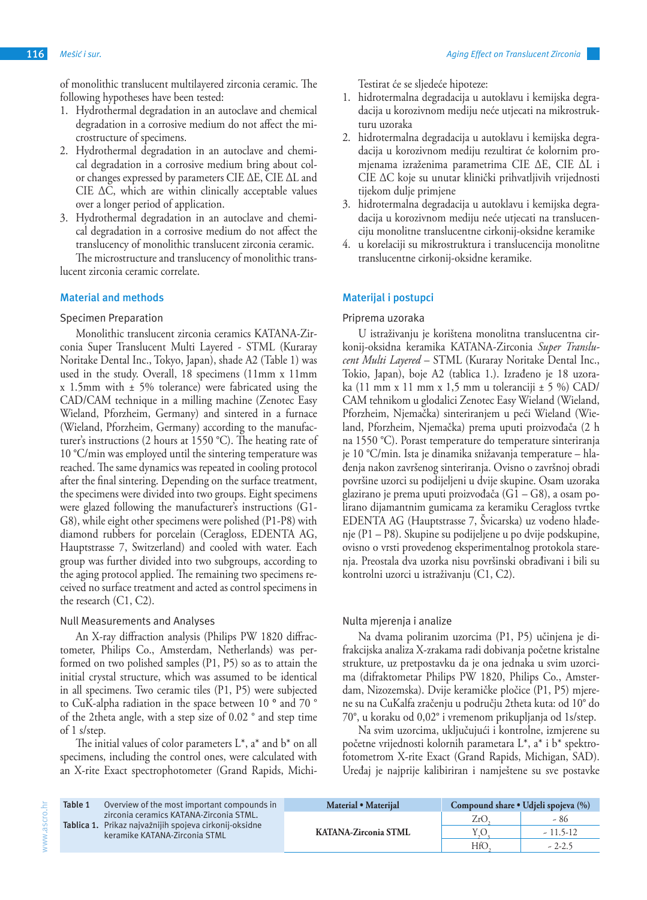of monolithic translucent multilayered zirconia ceramic. The following hypotheses have been tested:

1. Hydrothermal degradation in an autoclave and chemical degradation in a corrosive medium do not affect the microstructure of specimens.
2. Hydrothermal degradation in an autoclave and chemical degradation in a corrosive medium bring about color changes expressed by parameters CIE ΔE, CIE ΔL and CIE ΔC, which are within clinically acceptable values over a longer period of application.
3. Hydrothermal degradation in an autoclave and chemical degradation in a corrosive medium do not affect the translucency of monolithic translucent zirconia ceramic.

The microstructure and translucency of monolithic translucent zirconia ceramic correlate.

## Material and methods

### Specimen Preparation

Monolithic translucent zirconia ceramics KATANA-Zirconia Super Translucent Multi Layered - STML (Kuraray Noritake Dental Inc., Tokyo, Japan), shade A2 (Table 1) was used in the study. Overall, 18 specimens (11mm x 11mm x 1.5mm with ± 5% tolerance) were fabricated using the CAD/CAM technique in a milling machine (Zenotec Easy Wieland, Pforzheim, Germany) and sintered in a furnace (Wieland, Pforzheim, Germany) according to the manufacturer's instructions (2 hours at 1550 °C). The heating rate of 10 °C/min was employed until the sintering temperature was reached. The same dynamics was repeated in cooling protocol after the final sintering. Depending on the surface treatment, the specimens were divided into two groups. Eight specimens were glazed following the manufacturer's instructions (G1-G8), while eight other specimens were polished (P1-P8) with diamond rubbers for porcelain (Ceragloss, EDENTA AG, Hauptstrasse 7, Switzerland) and cooled with water. Each group was further divided into two subgroups, according to the aging protocol applied. The remaining two specimens received no surface treatment and acted as control specimens in the research (C1, C2).

### Null Measurements and Analyses

An X-ray diffraction analysis (Philips PW 1820 diffractometer, Philips Co., Amsterdam, Netherlands) was performed on two polished samples (P1, P5) so as to attain the initial crystal structure, which was assumed to be identical in all specimens. Two ceramic tiles (P1, P5) were subjected to CuK-alpha radiation in the space between 10 ° and 70 ° of the 2theta angle, with a step size of 0.02 ° and step time of 1 s/step.

The initial values of color parameters L*, a* and b* on all specimens, including the control ones, were calculated with an X-rite Exact spectrophotometer (Grand Rapids, Michi-

Testirat će se sljedeće hipoteze:

1. hidrotermalna degradacija u autoklavu i kemijska degradacija u korozivnom mediju neće utjecati na mikrostrukturu uzoraka
2. hidrotermalna degradacija u autoklavu i kemijska degradacija u korozivnom mediju rezultirat će kolornim promjenama izraženima parametrima CIE ΔE, CIE ΔL i CIE ΔC koje su unutar klinički prihvatljivih vrijednosti tijekom dulje primjene
3. hidrotermalna degradacija u autoklavu i kemijska degradacija u korozivnom mediju neće utjecati na translucenciju monolitne translucentne cirkonij-oksidne keramike
4. u korelaciji su mikrostruktura i translucencija monolitne translucentne cirkonij-oksidne keramike.

## Materijal i postupci

### Priprema uzoraka

U istraživanju je korištena monolitna translucentna cirkonij-oksidna keramika KATANA-Zirconia *Super Translucent Multi Layered* – STML (Kuraray Noritake Dental Inc., Tokio, Japan), boje A2 (tablica 1.). Izrađeno je 18 uzoraka (11 mm x 11 mm x 1,5 mm u toleranciji ± 5 %) CAD/CAM tehnikom u glodalici Zenotec Easy Wieland (Wieland, Pforzheim, Njemačka) sinteriranjem u peći Wieland (Wieland, Pforzheim, Njemačka) prema uputi proizvođača (2 h na 1550 °C). Porast temperature do temperature sinteriranja je 10 °C/min. Ista je dinamika snižavanja temperature – hlađenja nakon završenog sinteriranja. Ovisno o završnoj obradi površine uzorci su podijeljeni u dvije skupine. Osam uzoraka glazirano je prema uputi proizvođača (G1 – G8), a osam polirano dijamantnim gumicama za keramiku Ceragloss tvrtke EDENTA AG (Hauptstrasse 7, Švicarska) uz vodeno hlađenje (P1 – P8). Skupine su podijeljene u po dvije podskupine, ovisno o vrsti provedenog eksperimentalnog protokola starenja. Preostala dva uzorka nisu površinski obrađivani i bili su kontrolni uzorci u istraživanju (C1, C2).

### Nulta mjerenja i analize

Na dvama poliranim uzorcima (P1, P5) učinjena je difrakcijska analiza X-zrakama radi dobivanja početne kristalne strukture, uz pretpostavku da je ona jednaka u svim uzorcima (difraktometar Philips PW 1820, Philips Co., Amsterdam, Nizozemska). Dvije keramičke pločice (P1, P5) mjerene su na CuKalfa zračenju u području 2theta kuta: od 10° do 70°, u koraku od 0,02° i vremenom prikupljanja od 1s/step.

Na svim uzorcima, uključujući i kontrolne, izmjerene su početne vrijednosti kolornih parametara L*, a* i b* spektrofotometrom X-rite Exact (Grand Rapids, Michigan, SAD). Uređaj je najprije kalibriran i namještene su sve postavke

**Table 1** Overview of the most important compounds in zirconia ceramics KATANA-Zirconia STML.
**Tablica 1.** Prikaz najvažnijih spojeva cirkonij-oksidne keramike KATANA-Zirconia STML

| Material • Materijal | Compound share • Udjeli spojeva (%) | |
|---|---|---|
| KATANA-Zirconia STML | $ZrO_2$ | ~ 86 |
| | $Y_2O_3$ | ~ 11.5-12 |
| | $HfO_2$ | ~ 2-2.5 |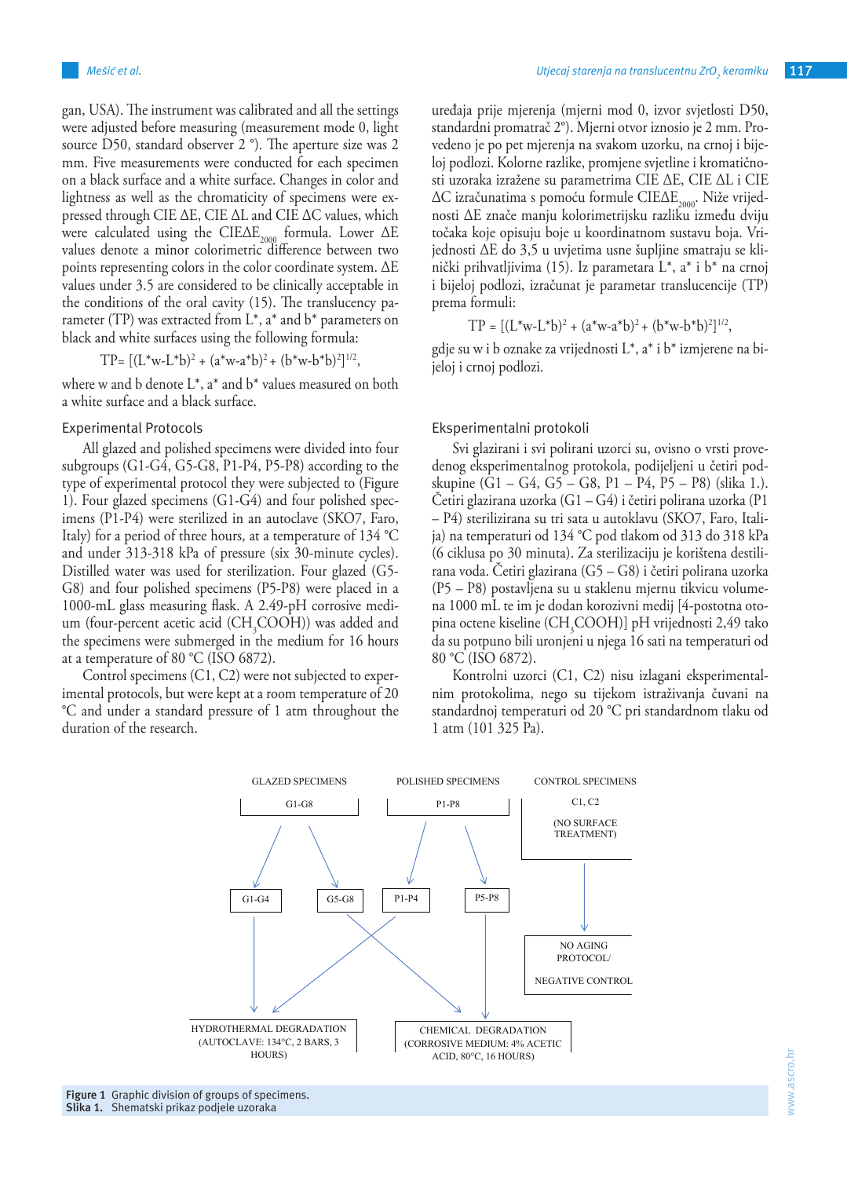gan, USA). The instrument was calibrated and all the settings were adjusted before measuring (measurement mode 0, light source D50, standard observer 2 °). The aperture size was 2 mm. Five measurements were conducted for each specimen on a black surface and a white surface. Changes in color and lightness as well as the chromaticity of specimens were expressed through CIE ΔE, CIE ΔL and CIE ΔC values, which were calculated using the CIEΔE$_{2000}$ formula. Lower ΔE values denote a minor colorimetric difference between two points representing colors in the color coordinate system. ΔE values under 3.5 are considered to be clinically acceptable in the conditions of the oral cavity (15). The translucency parameter (TP) was extracted from L*, a* and b* parameters on black and white surfaces using the following formula:

$$TP= [(L^*w-L^*b)^2 + (a^*w-a^*b)^2 + (b^*w-b^*b)^2]^{1/2},$$

where w and b denote L*, a* and b* values measured on both a white surface and a black surface.

## Experimental Protocols

All glazed and polished specimens were divided into four subgroups (G1-G4, G5-G8, P1-P4, P5-P8) according to the type of experimental protocol they were subjected to (Figure 1). Four glazed specimens (G1-G4) and four polished specimens (P1-P4) were sterilized in an autoclave (SKO7, Faro, Italy) for a period of three hours, at a temperature of 134 °C and under 313-318 kPa of pressure (six 30-minute cycles). Distilled water was used for sterilization. Four glazed (G5-G8) and four polished specimens (P5-P8) were placed in a 1000-mL glass measuring flask. A 2.49-pH corrosive medium (four-percent acetic acid ($CH_3COOH$)) was added and the specimens were submerged in the medium for 16 hours at a temperature of 80 °C (ISO 6872).

Control specimens (C1, C2) were not subjected to experimental protocols, but were kept at a room temperature of 20 °C and under a standard pressure of 1 atm throughout the duration of the research.

uređaja prije mjerenja (mjerni mod 0, izvor svjetlosti D50, standardni promatrač 2°). Mjerni otvor iznosio je 2 mm. Provedeno je po pet mjerenja na svakom uzorku, na crnoj i bijeloj podlozi. Kolorne razlike, promjene svjetline i kromatičnosti uzoraka izražene su parametrima CIE ΔE, CIE ΔL i CIE ΔC izračunatima s pomoću formule CIEΔE$_{2000}$. Niže vrijednosti ΔE znače manju kolorimetrijsku razliku između dviju točaka koje opisuju boje u koordinatnom sustavu boja. Vrijednosti ΔE do 3,5 u uvjetima usne šupljine smatraju se klinički prihvatljivima (15). Iz parametara L*, a* i b* na crnoj i bijeloj podlozi, izračunat je parametar translucencije (TP) prema formuli:

$$TP = [(L^*w-L^*b)^2 + (a^*w-a^*b)^2 + (b^*w-b^*b)^2]^{1/2},$$

gdje su w i b oznake za vrijednosti L*, a* i b* izmjerene na bijeloj i crnoj podlozi.

## Eksperimentalni protokoli

Svi glazirani i svi polirani uzorci su, ovisno o vrsti provedenog eksperimentalnog protokola, podijeljeni u četiri podskupine (G1 – G4, G5 – G8, P1 – P4, P5 – P8) (slika 1.). Četiri glazirana uzorka (G1 – G4) i četiri polirana uzorka (P1 – P4) sterilizirana su tri sata u autoklavu (SKO7, Faro, Italija) na temperaturi od 134 °C pod tlakom od 313 do 318 kPa (6 ciklusa po 30 minuta). Za sterilizaciju je korištena destilirana voda. Četiri glazirana (G5 – G8) i četiri polirana uzorka (P5 – P8) postavljena su u staklenu mjernu tikvicu volumena 1000 mL te im je dodan korozivni medij [4-postotna otopina octene kiseline ($CH_3COOH$)] pH vrijednosti 2,49 tako da su potpuno bili uronjeni u njega 16 sati na temperaturi od 80 °C (ISO 6872).

Kontrolni uzorci (C1, C2) nisu izlagani eksperimentalnim protokolima, nego su tijekom istraživanja čuvani na standardnoj temperaturi od 20 °C pri standardnom tlaku od 1 atm (101 325 Pa).

GLAZED SPECIMENS: G1-G8 → G1-G4, G5-G8
POLISHED SPECIMENS: P1-P8 → P1-P4, P5-P8
CONTROL SPECIMENS: C1, C2 (NO SURFACE TREATMENT) → NO AGING PROTOCOL/ NEGATIVE CONTROL

G1-G4, P1-P4 → HYDROTHERMAL DEGRADATION (AUTOCLAVE: 134°C, 2 BARS, 3 HOURS)
G5-G8, P5-P8 → CHEMICAL DEGRADATION (CORROSIVE MEDIUM: 4% ACETIC ACID, 80°C, 16 HOURS)

**Figure 1** Graphic division of groups of specimens.
**Slika 1.** Shematski prikaz podjele uzoraka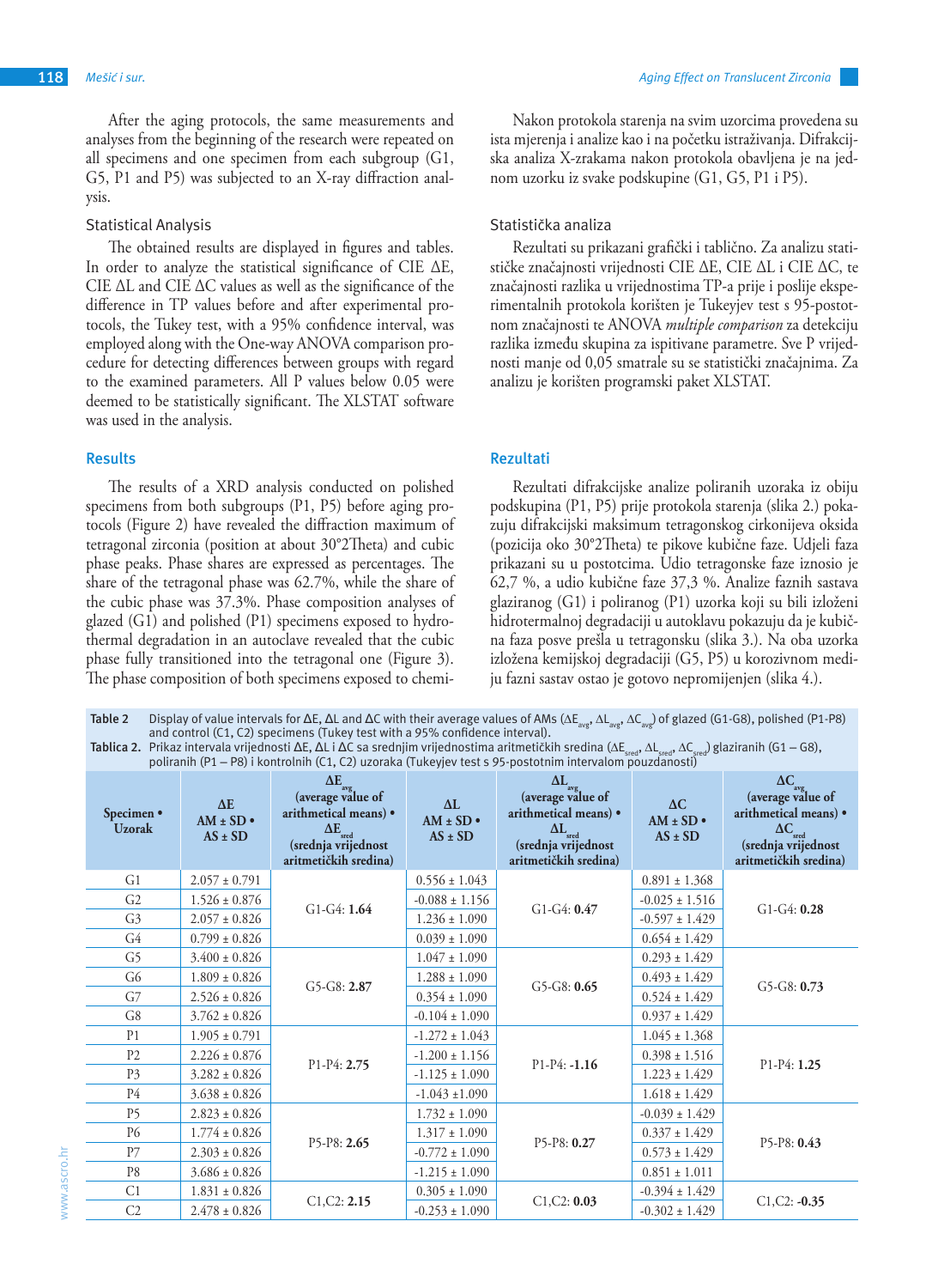After the aging protocols, the same measurements and analyses from the beginning of the research were repeated on all specimens and one specimen from each subgroup (G1, G5, P1 and P5) was subjected to an X-ray diffraction analysis.

Nakon protokola starenja na svim uzorcima provedena su ista mjerenja i analize kao i na početku istraživanja. Difrakcijska analiza X-zrakama nakon protokola obavljena je na jednom uzorku iz svake podskupine (G1, G5, P1 i P5).

### Statistical Analysis

The obtained results are displayed in figures and tables. In order to analyze the statistical significance of CIE ΔE, CIE ΔL and CIE ΔC values as well as the significance of the difference in TP values before and after experimental protocols, the Tukey test, with a 95% confidence interval, was employed along with the One-way ANOVA comparison procedure for detecting differences between groups with regard to the examined parameters. All P values below 0.05 were deemed to be statistically significant. The XLSTAT software was used in the analysis.

### Statistička analiza

Rezultati su prikazani grafički i tablično. Za analizu statističke značajnosti vrijednosti CIE ΔE, CIE ΔL i CIE ΔC, te značajnosti razlika u vrijednostima TP-a prije i poslije eksperimentalnih protokola korišten je Tukeyjev test s 95-postotnom značajnosti te ANOVA *multiple comparison* za detekciju razlika između skupina za ispitivane parametre. Sve P vrijednosti manje od 0,05 smatrale su se statistički značajnima. Za analizu je korišten programski paket XLSTAT.

## Results

The results of a XRD analysis conducted on polished specimens from both subgroups (P1, P5) before aging protocols (Figure 2) have revealed the diffraction maximum of tetragonal zirconia (position at about 30°2Theta) and cubic phase peaks. Phase shares are expressed as percentages. The share of the tetragonal phase was 62.7%, while the share of the cubic phase was 37.3%. Phase composition analyses of glazed (G1) and polished (P1) specimens exposed to hydrothermal degradation in an autoclave revealed that the cubic phase fully transitioned into the tetragonal one (Figure 3). The phase composition of both specimens exposed to chemi-

## Rezultati

Rezultati difrakcijske analize poliranih uzoraka iz obiju podskupina (P1, P5) prije protokola starenja (slika 2.) pokazuju difrakcijski maksimum tetragonskog cirkonijeva oksida (pozicija oko 30°2Theta) te pikove kubične faze. Udjeli faza prikazani su u postotcima. Udio tetragonske faze iznosio je 62,7 %, a udio kubične faze 37,3 %. Analize faznih sastava glaziranog (G1) i poliranog (P1) uzorka koji su bili izloženi hidrotermalnoj degradaciji u autoklavu pokazuju da je kubična faza posve prešla u tetragonsku (slika 3.). Na oba uzorka izložena kemijskoj degradaciji (G5, P5) u korozivnom mediju fazni sastav ostao je gotovo nepromijenjen (slika 4.).

**Table 2** Display of value intervals for ΔE, ΔL and ΔC with their average values of AMs ($ΔE_{avg}$, $ΔL_{avg}$, $ΔC_{avg}$) of glazed (G1-G8), polished (P1-P8) and control (C1, C2) specimens (Tukey test with a 95% confidence interval).

**Tablica 2.** Prikaz intervala vrijednosti ΔE, ΔL i ΔC sa srednjim vrijednostima aritmetičkih sredina ($ΔE_{sred}$, $ΔL_{sred}$, $ΔC_{sred}$) glaziranih (G1 – G8), poliranih (P1 – P8) i kontrolnih (C1, C2) uzoraka (Tukeyjev test s 95-postotnim intervalom pouzdanosti)

| Specimen • Uzorak | ΔE AM ± SD • AS ± SD | $ΔE_{avg}$ (average value of arithmetical means) • $ΔE_{sred}$ (srednja vrijednost aritmetičkih sredina) | ΔL AM ± SD • AS ± SD | $ΔL_{avg}$ (average value of arithmetical means) • $ΔL_{sred}$ (srednja vrijednost aritmetičkih sredina) | ΔC AM ± SD • AS ± SD | $ΔC_{avg}$ (average value of arithmetical means) • $ΔC_{sred}$ (srednja vrijednost aritmetičkih sredina) |
|---|---|---|---|---|---|---|
| G1 | 2.057 ± 0.791 | G1-G4: **1.64** | 0.556 ± 1.043 | G1-G4: **0.47** | 0.891 ± 1.368 | G1-G4: **0.28** |
| G2 | 1.526 ± 0.876 | | -0.088 ± 1.156 | | -0.025 ± 1.516 | |
| G3 | 2.057 ± 0.826 | | 1.236 ± 1.090 | | -0.597 ± 1.429 | |
| G4 | 0.799 ± 0.826 | | 0.039 ± 1.090 | | 0.654 ± 1.429 | |
| G5 | 3.400 ± 0.826 | G5-G8: **2.87** | 1.047 ± 1.090 | G5-G8: **0.65** | 0.293 ± 1.429 | G5-G8: **0.73** |
| G6 | 1.809 ± 0.826 | | 1.288 ± 1.090 | | 0.493 ± 1.429 | |
| G7 | 2.526 ± 0.826 | | 0.354 ± 1.090 | | 0.524 ± 1.429 | |
| G8 | 3.762 ± 0.826 | | -0.104 ± 1.090 | | 0.937 ± 1.429 | |
| P1 | 1.905 ± 0.791 | P1-P4: **2.75** | -1.272 ± 1.043 | P1-P4: **-1.16** | 1.045 ± 1.368 | P1-P4: **1.25** |
| P2 | 2.226 ± 0.876 | | -1.200 ± 1.156 | | 0.398 ± 1.516 | |
| P3 | 3.282 ± 0.826 | | -1.125 ± 1.090 | | 1.223 ± 1.429 | |
| P4 | 3.638 ± 0.826 | | -1.043 ±1.090 | | 1.618 ± 1.429 | |
| P5 | 2.823 ± 0.826 | P5-P8: **2.65** | 1.732 ± 1.090 | P5-P8: **0.27** | -0.039 ± 1.429 | P5-P8: **0.43** |
| P6 | 1.774 ± 0.826 | | 1.317 ± 1.090 | | 0.337 ± 1.429 | |
| P7 | 2.303 ± 0.826 | | -0.772 ± 1.090 | | 0.573 ± 1.429 | |
| P8 | 3.686 ± 0.826 | | -1.215 ± 1.090 | | 0.851 ± 1.011 | |
| C1 | 1.831 ± 0.826 | C1,C2: **2.15** | 0.305 ± 1.090 | C1,C2: **0.03** | -0.394 ± 1.429 | C1,C2: **-0.35** |
| C2 | 2.478 ± 0.826 | | -0.253 ± 1.090 | | -0.302 ± 1.429 | |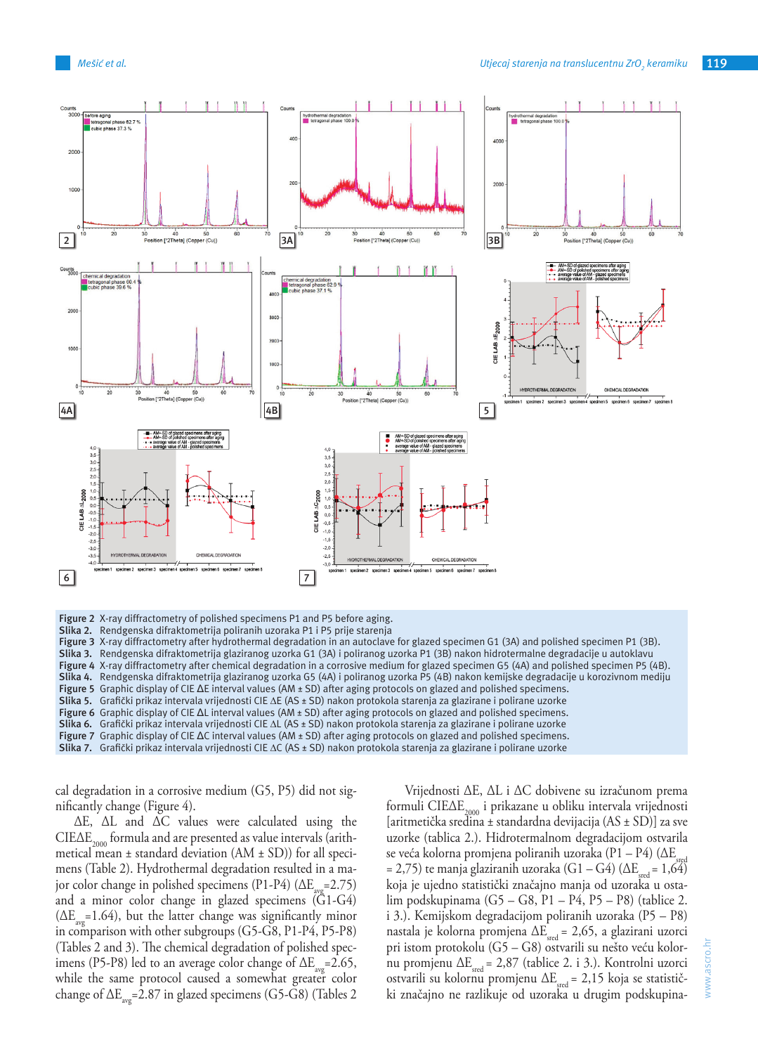**Figure 2** X-ray diffractometry of polished specimens P1 and P5 before aging.
**Slika 2.** Rendgenska difraktometrija poliranih uzoraka P1 i P5 prije starenja
**Figure 3** X-ray diffractometry after hydrothermal degradation in an autoclave for glazed specimen G1 (3A) and polished specimen P1 (3B).
**Slika 3.** Rendgenska difraktometrija glaziranog uzorka G1 (3A) i poliranog uzorka P1 (3B) nakon hidrotermalne degradacije u autoklavu
**Figure 4** X-ray diffractometry after chemical degradation in a corrosive medium for glazed specimen G5 (4A) and polished specimen P5 (4B).
**Slika 4.** Rendgenska difraktometrija glaziranog uzorka G5 (4A) i poliranog uzorka P5 (4B) nakon kemijske degradacije u korozivnom mediju
**Figure 5** Graphic display of CIE ΔE interval values (AM ± SD) after aging protocols on glazed and polished specimens.
**Slika 5.** Grafički prikaz intervala vrijednosti CIE ΔE (AS ± SD) nakon protokola starenja za glazirane i polirane uzorke
**Figure 6** Graphic display of CIE ΔL interval values (AM ± SD) after aging protocols on glazed and polished specimens.
**Slika 6.** Grafički prikaz intervala vrijednosti CIE ΔL (AS ± SD) nakon protokola starenja za glazirane i polirane uzorke
**Figure 7** Graphic display of CIE ΔC interval values (AM ± SD) after aging protocols on glazed and polished specimens.
**Slika 7.** Grafički prikaz intervala vrijednosti CIE ΔC (AS ± SD) nakon protokola starenja za glazirane i polirane uzorke

cal degradation in a corrosive medium (G5, P5) did not significantly change (Figure 4).

ΔE, ΔL and ΔC values were calculated using the $CIE\Delta E_{2000}$ formula and are presented as value intervals (arithmetical mean ± standard deviation (AM ± SD)) for all specimens (Table 2). Hydrothermal degradation resulted in a major color change in polished specimens (P1-P4) ($\Delta E_{avg}$=2.75) and a minor color change in glazed specimens (G1-G4) ($\Delta E_{avg}$=1.64), but the latter change was significantly minor in comparison with other subgroups (G5-G8, P1-P4, P5-P8) (Tables 2 and 3). The chemical degradation of polished specimens (P5-P8) led to an average color change of $\Delta E_{avg}$=2.65, while the same protocol caused a somewhat greater color change of $\Delta E_{avg}$=2.87 in glazed specimens (G5-G8) (Tables 2

Vrijednosti ΔE, ΔL i ΔC dobivene su izračunom prema formuli $CIE\Delta E_{2000}$ i prikazane u obliku intervala vrijednosti [aritmetička sredina ± standardna devijacija (AS ± SD)] za sve uzorke (tablica 2.). Hidrotermalnom degradacijom ostvarila se veća kolorna promjena poliranih uzoraka (P1 – P4) ($\Delta E_{sred}$ = 2,75) te manja glaziranih uzoraka (G1 – G4) ($\Delta E_{sred}$ = 1,64) koja je ujedno statistički značajno manja od uzoraka u ostalim podskupinama (G5 – G8, P1 – P4, P5 – P8) (tablice 2. i 3.). Kemijskom degradacijom poliranih uzoraka (P5 – P8) nastala je kolorna promjena $\Delta E_{sred}$ = 2,65, a glazirani uzorci pri istom protokolu (G5 – G8) ostvarili su nešto veću kolornu promjenu $\Delta E_{sred}$ = 2,87 (tablice 2. i 3.). Kontrolni uzorci ostvarili su kolornu promjenu $\Delta E_{sred}$ = 2,15 koja se statistički značajno ne razlikuje od uzoraka u drugim podskupina-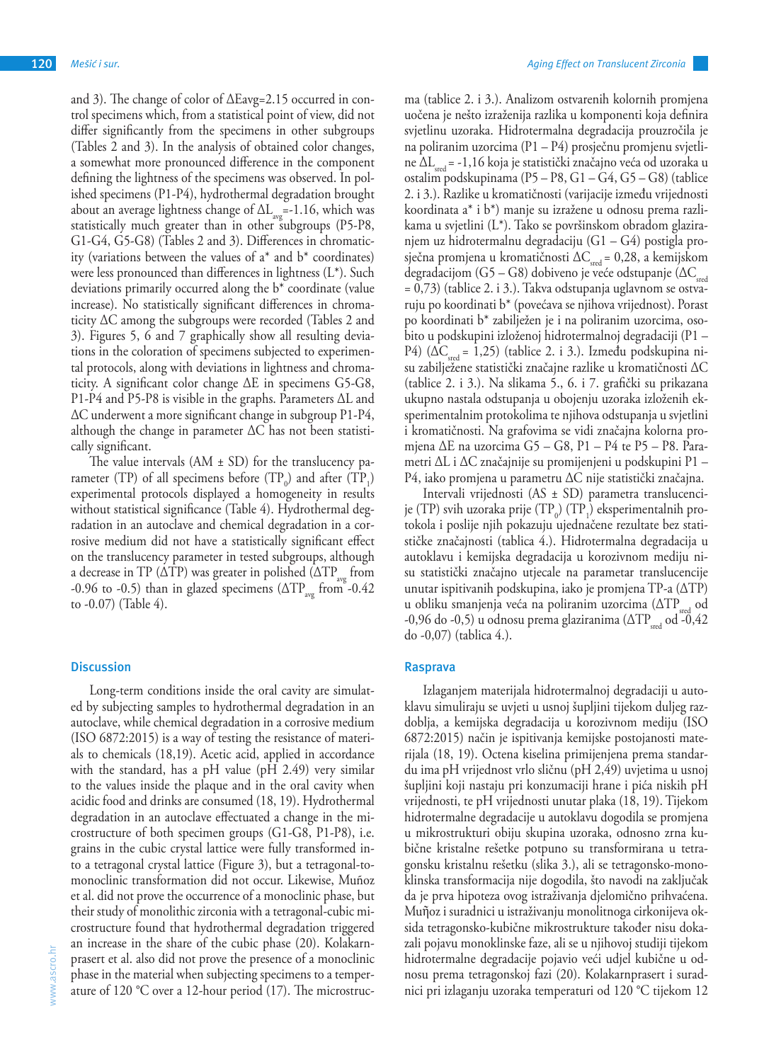and 3). The change of color of $\Delta E_{avg}$=2.15 occurred in control specimens which, from a statistical point of view, did not differ significantly from the specimens in other subgroups (Tables 2 and 3). In the analysis of obtained color changes, a somewhat more pronounced difference in the component defining the lightness of the specimens was observed. In polished specimens (P1-P4), hydrothermal degradation brought about an average lightness change of $\Delta L_{avg}$=-1.16, which was statistically much greater than in other subgroups (P5-P8, G1-G4, G5-G8) (Tables 2 and 3). Differences in chromaticity (variations between the values of a* and b* coordinates) were less pronounced than differences in lightness (L*). Such deviations primarily occurred along the b* coordinate (value increase). No statistically significant differences in chromaticity ΔC among the subgroups were recorded (Tables 2 and 3). Figures 5, 6 and 7 graphically show all resulting deviations in the coloration of specimens subjected to experimental protocols, along with deviations in lightness and chromaticity. A significant color change ΔE in specimens G5-G8, P1-P4 and P5-P8 is visible in the graphs. Parameters ΔL and ΔC underwent a more significant change in subgroup P1-P4, although the change in parameter ΔC has not been statistically significant.

The value intervals (AM ± SD) for the translucency parameter (TP) of all specimens before ($TP_0$) and after ($TP_1$) experimental protocols displayed a homogeneity in results without statistical significance (Table 4). Hydrothermal degradation in an autoclave and chemical degradation in a corrosive medium did not have a statistically significant effect on the translucency parameter in tested subgroups, although a decrease in TP (ΔTP) was greater in polished ($\Delta TP_{avg}$ from -0.96 to -0.5) than in glazed specimens ($\Delta TP_{avg}$ from -0.42 to -0.07) (Table 4).

ma (tablice 2. i 3.). Analizom ostvarenih kolornih promjena uočena je nešto izraženija razlika u komponenti koja definira svjetlinu uzoraka. Hidrotermalna degradacija prouzročila je na poliranim uzorcima (P1 – P4) prosječnu promjenu svjetline $\Delta L_{sred}$ = -1,16 koja je statistički značajno veća od uzoraka u ostalim podskupinama (P5 – P8, G1 – G4, G5 – G8) (tablice 2. i 3.). Razlike u kromatičnosti (varijacije između vrijednosti koordinata a* i b*) manje su izražene u odnosu prema razlikama u svjetlini (L*). Tako se površinskom obradom glaziranjem uz hidrotermalnu degradaciju (G1 – G4) postigla prosječna promjena u kromatičnosti $\Delta C_{sred}$ = 0,28, a kemijskom degradacijom (G5 – G8) dobiveno je veće odstupanje ($\Delta C_{sred}$ = 0,73) (tablice 2. i 3.). Takva odstupanja uglavnom se ostvaruju po koordinati b* (povećava se njihova vrijednost). Porast po koordinati b* zabilježen je i na poliranim uzorcima, osobito u podskupini izloženoj hidrotermalnoj degradaciji (P1 – P4) ($\Delta C_{sred}$ = 1,25) (tablice 2. i 3.). Između podskupina nisu zabilježene statistički značajne razlike u kromatičnosti ΔC (tablice 2. i 3.). Na slikama 5., 6. i 7. grafički su prikazana ukupno nastala odstupanja u obojenju uzoraka izloženih eksperimentalnim protokolima te njihova odstupanja u svjetlini i kromatičnosti. Na grafovima se vidi značajna kolorna promjena ΔE na uzorcima G5 – G8, P1 – P4 te P5 – P8. Parametri ΔL i ΔC značajnije su promijenjeni u podskupini P1 – P4, iako promjena u parametru ΔC nije statistički značajna.

Intervali vrijednosti (AS ± SD) parametra translucencije (TP) svih uzoraka prije ($TP_0$) ($TP_1$) eksperimentalnih protokola i poslije njih pokazuju ujednačene rezultate bez statističke značajnosti (tablica 4.). Hidrotermalna degradacija u autoklavu i kemijska degradacija u korozivnom mediju nisu statistički značajno utjecale na parametar translucencije unutar ispitivanih podskupina, iako je promjena TP-a (ΔTP) u obliku smanjenja veća na poliranim uzorcima ($\Delta TP_{sred}$ od -0,96 do -0,5) u odnosu prema glaziranima ($\Delta TP_{sred}$ od -0,42 do -0,07) (tablica 4.).

## Discussion

Long-term conditions inside the oral cavity are simulated by subjecting samples to hydrothermal degradation in an autoclave, while chemical degradation in a corrosive medium (ISO 6872:2015) is a way of testing the resistance of materials to chemicals (18,19). Acetic acid, applied in accordance with the standard, has a pH value (pH 2.49) very similar to the values inside the plaque and in the oral cavity when acidic food and drinks are consumed (18, 19). Hydrothermal degradation in an autoclave effectuated a change in the microstructure of both specimen groups (G1-G8, P1-P8), i.e. grains in the cubic crystal lattice were fully transformed into a tetragonal crystal lattice (Figure 3), but a tetragonal-to-monoclinic transformation did not occur. Likewise, Muñoz et al. did not prove the occurrence of a monoclinic phase, but their study of monolithic zirconia with a tetragonal-cubic microstructure found that hydrothermal degradation triggered an increase in the share of the cubic phase (20). Kolakarnprasert et al. also did not prove the presence of a monoclinic phase in the material when subjecting specimens to a temperature of 120 °C over a 12-hour period (17). The microstruc-

## Rasprava

Izlaganjem materijala hidrotermalnoj degradaciji u autoklavu simuliraju se uvjeti u usnoj šupljini tijekom duljeg razdoblja, a kemijska degradacija u korozivnom mediju (ISO 6872:2015) način je ispitivanja kemijske postojanosti materijala (18, 19). Octena kiselina primijenjena prema standardu ima pH vrijednost vrlo sličnu (pH 2,49) uvjetima u usnoj šupljini koji nastaju pri konzumaciji hrane i pića niskih pH vrijednosti, te pH vrijednosti unutar plaka (18, 19). Tijekom hidrotermalne degradacije u autoklavu dogodila se promjena u mikrostrukturi obiju skupina uzoraka, odnosno zrna kubične kristalne rešetke potpuno su transformirana u tetragonsku kristalnu rešetku (slika 3.), ali se tetragonsko-monoklinska transformacija nije dogodila, što navodi na zaključak da je prva hipoteza ovog istraživanja djelomično prihvaćena. Muñoz i suradnici u istraživanju monolitnoga cirkonijeva oksida tetragonsko-kubične mikrostrukture također nisu dokazali pojavu monoklinske faze, ali se u njihovoj studiji tijekom hidrotermalne degradacije pojavio veći udjel kubične u odnosu prema tetragonskoj fazi (20). Kolakarnprasert i suradnici pri izlaganju uzoraka temperaturi od 120 °C tijekom 12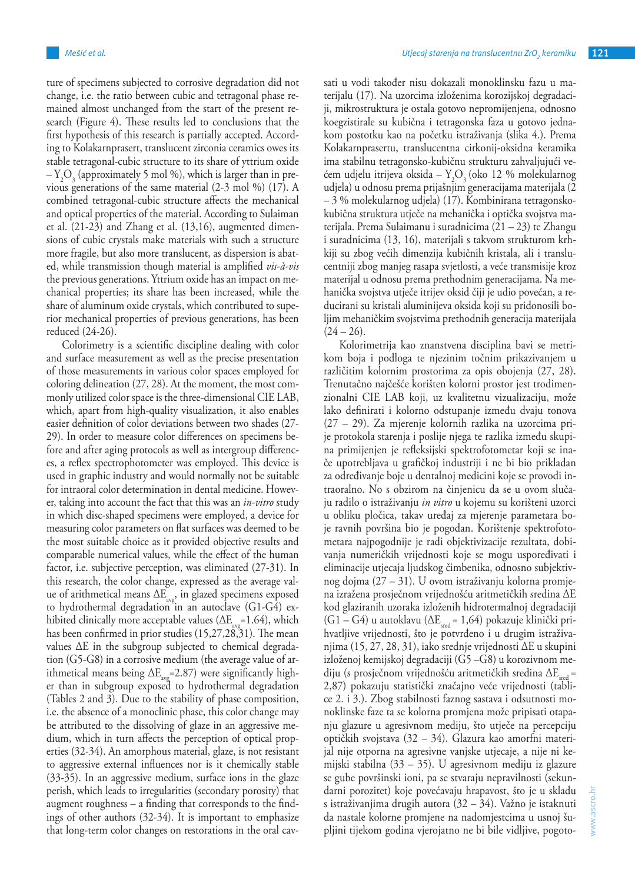ture of specimens subjected to corrosive degradation did not change, i.e. the ratio between cubic and tetragonal phase remained almost unchanged from the start of the present research (Figure 4). These results led to conclusions that the first hypothesis of this research is partially accepted. According to Kolakarnprasert, translucent zirconia ceramics owes its stable tetragonal-cubic structure to its share of yttrium oxide – $Y_2O_3$ (approximately 5 mol %), which is larger than in previous generations of the same material (2-3 mol %) (17). A combined tetragonal-cubic structure affects the mechanical and optical properties of the material. According to Sulaiman et al. (21-23) and Zhang et al. (13,16), augmented dimensions of cubic crystals make materials with such a structure more fragile, but also more translucent, as dispersion is abated, while transmission though material is amplified *vis-à-vis* the previous generations. Yttrium oxide has an impact on mechanical properties; its share has been increased, while the share of aluminum oxide crystals, which contributed to superior mechanical properties of previous generations, has been reduced (24-26).

Colorimetry is a scientific discipline dealing with color and surface measurement as well as the precise presentation of those measurements in various color spaces employed for coloring delineation (27, 28). At the moment, the most commonly utilized color space is the three-dimensional CIE LAB, which, apart from high-quality visualization, it also enables easier definition of color deviations between two shades (27-29). In order to measure color differences on specimens before and after aging protocols as well as intergroup differences, a reflex spectrophotometer was employed. This device is used in graphic industry and would normally not be suitable for intraoral color determination in dental medicine. However, taking into account the fact that this was an *in-vitro* study in which disc-shaped specimens were employed, a device for measuring color parameters on flat surfaces was deemed to be the most suitable choice as it provided objective results and comparable numerical values, while the effect of the human factor, i.e. subjective perception, was eliminated (27-31). In this research, the color change, expressed as the average value of arithmetical means $\Delta E_{avg}$, in glazed specimens exposed to hydrothermal degradation in an autoclave (G1-G4) exhibited clinically more acceptable values ($\Delta E_{avg}$=1.64), which has been confirmed in prior studies (15,27,28,31). The mean values ΔE in the subgroup subjected to chemical degradation (G5-G8) in a corrosive medium (the average value of arithmetical means being $\Delta E_{avg}$=2.87) were significantly higher than in subgroup exposed to hydrothermal degradation (Tables 2 and 3). Due to the stability of phase composition, i.e. the absence of a monoclinic phase, this color change may be attributed to the dissolving of glaze in an aggressive medium, which in turn affects the perception of optical properties (32-34). An amorphous material, glaze, is not resistant to aggressive external influences nor is it chemically stable (33-35). In an aggressive medium, surface ions in the glaze perish, which leads to irregularities (secondary porosity) that augment roughness – a finding that corresponds to the findings of other authors (32-34). It is important to emphasize that long-term color changes on restorations in the oral cav-

sati u vodi također nisu dokazali monoklinsku fazu u materijalu (17). Na uzorcima izloženima korozijskoj degradaciji, mikrostruktura je ostala gotovo nepromijenjena, odnosno koegzistirale su kubična i tetragonska faza u gotovo jednakom postotku kao na početku istraživanja (slika 4.). Prema Kolakarnprasertu, translucentna cirkonij-oksidna keramika ima stabilnu tetragonsko-kubičnu strukturu zahvaljujući većem udjelu itrijeva oksida – $Y_2O_3$ (oko 12 % molekularnog udjela) u odnosu prema prijašnjim generacijama materijala (2 – 3 % molekularnog udjela) (17). Kombinirana tetragonsko-kubična struktura utječe na mehanička i optička svojstva materijala. Prema Sulaimanu i suradnicima (21 – 23) te Zhangu i suradnicima (13, 16), materijali s takvom strukturom krhkiji su zbog većih dimenzija kubičnih kristala, ali i translucentniji zbog manjeg rasapa svjetlosti, a veće transmisije kroz materijal u odnosu prema prethodnim generacijama. Na mehanička svojstva utječe itrijev oksid čiji je udio povećan, a reducirani su kristali aluminijeva oksida koji su pridonosili boljim mehaničkim svojstvima prethodnih generacija materijala (24 – 26).

Kolorimetrija kao znanstvena disciplina bavi se metrikom boja i podloga te njezinim točnim prikazivanjem u različitim kolornim prostorima za opis obojenja (27, 28). Trenutačno najčešće korišten kolorni prostor jest trodimenzionalni CIE LAB koji, uz kvalitetnu vizualizaciju, može lako definirati i kolorno odstupanje između dvaju tonova (27 – 29). Za mjerenje kolornih razlika na uzorcima prije protokola starenja i poslije njega te razlika između skupina primijenjen je refleksijski spektrofotometar koji se inače upotrebljava u grafičkoj industriji i ne bi bio prikladan za određivanje boje u dentalnoj medicini koje se provodi intraoralno. No s obzirom na činjenicu da se u ovom slučaju radilo o istraživanju *in vitro* u kojemu su korišteni uzorci u obliku pločica, takav uređaj za mjerenje parametara boje ravnih površina bio je pogodan. Korištenje spektrofotometara najpogodnije je radi objektivizacije rezultata, dobivanja numeričkih vrijednosti koje se mogu uspoređivati i eliminacije utjecaja ljudskog čimbenika, odnosno subjektivnog dojma (27 – 31). U ovom istraživanju kolorna promjena izražena prosječnom vrijednošću aritmetičkih sredina ΔE kod glaziranih uzoraka izloženih hidrotermalnoj degradaciji (G1 – G4) u autoklavu ($\Delta E_{sred}$ = 1,64) pokazuje klinički prihvatljive vrijednosti, što je potvrđeno i u drugim istraživanjima (15, 27, 28, 31), iako srednje vrijednosti ΔE u skupini izloženoj kemijskoj degradaciji (G5 –G8) u korozivnom mediju (s prosječnom vrijednošću aritmetičkih sredina $\Delta E_{sred}$ = 2,87) pokazuju statistički značajno veće vrijednosti (tablice 2. i 3.). Zbog stabilnosti faznog sastava i odsutnosti monoklinske faze ta se kolorna promjena može pripisati otapanju glazure u agresivnom mediju, što utječe na percepciju optičkih svojstava (32 – 34). Glazura kao amorfni materijal nije otporna na agresivne vanjske utjecaje, a nije ni kemijski stabilna (33 – 35). U agresivnom mediju iz glazure se gube površinski ioni, pa se stvaraju nepravilnosti (sekundarni porozitet) koje povećavaju hrapavost, što je u skladu s istraživanjima drugih autora (32 – 34). Važno je istaknuti da nastale kolorne promjene na nadomjestcima u usnoj šupljini tijekom godina vjerojatno ne bi bile vidljive, pogoto-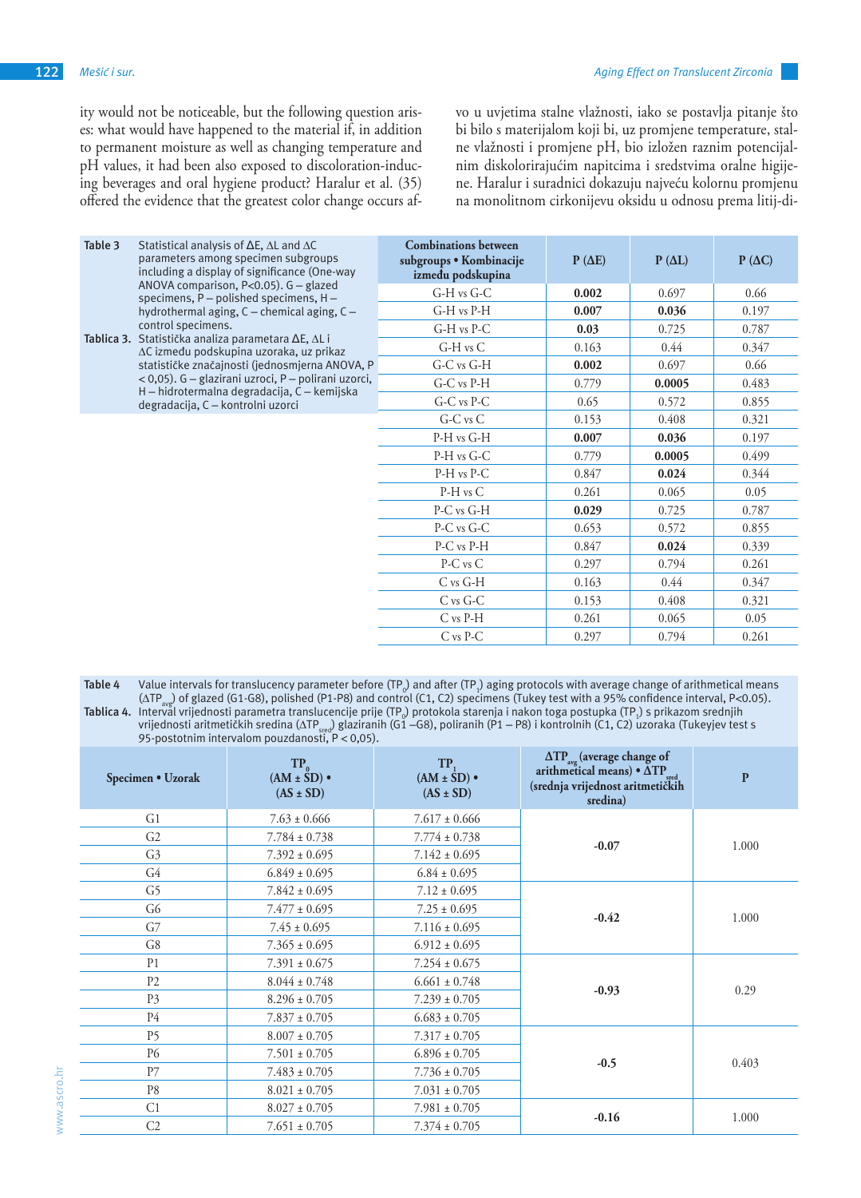ity would not be noticeable, but the following question arises: what would have happened to the material if, in addition to permanent moisture as well as changing temperature and pH values, it had been also exposed to discoloration-inducing beverages and oral hygiene product? Haralur et al. (35) offered the evidence that the greatest color change occurs af-

vo u uvjetima stalne vlažnosti, iako se postavlja pitanje što bi bilo s materijalom koji bi, uz promjene temperature, stalne vlažnosti i promjene pH, bio izložen raznim potencijalnim diskolorirajućim napitcima i sredstvima oralne higijene. Haralur i suradnici dokazuju najveću kolornu promjenu na monolitnom cirkonijevu oksidu u odnosu prema litij-di-

**Table 3** Statistical analysis of ΔE, ΔL and ΔC parameters among specimen subgroups including a display of significance (One-way ANOVA comparison, P<0.05). G – glazed specimens, P – polished specimens, H – hydrothermal aging, C – chemical aging, C – control specimens.

**Tablica 3.** Statistička analiza parametara ΔE, ΔL i ΔC između podskupina uzoraka, uz prikaz statističke značajnosti (jednosmjerna ANOVA, P < 0,05). G – glazirani uzroci, P – polirani uzorci, H – hidrotermalna degradacija, C – kemijska degradacija, C – kontrolni uzorci

| Combinations between subgroups • Kombinacije između podskupina | P (ΔE) | P (ΔL) | P (ΔC) |
|---|---|---|---|
| G-H vs G-C | **0.002** | 0.697 | 0.66 |
| G-H vs P-H | **0.007** | **0.036** | 0.197 |
| G-H vs P-C | **0.03** | 0.725 | 0.787 |
| G-H vs C | 0.163 | 0.44 | 0.347 |
| G-C vs G-H | **0.002** | 0.697 | 0.66 |
| G-C vs P-H | 0.779 | **0.0005** | 0.483 |
| G-C vs P-C | 0.65 | 0.572 | 0.855 |
| G-C vs C | 0.153 | 0.408 | 0.321 |
| P-H vs G-H | **0.007** | **0.036** | 0.197 |
| P-H vs G-C | 0.779 | **0.0005** | 0.499 |
| P-H vs P-C | 0.847 | **0.024** | 0.344 |
| P-H vs C | 0.261 | 0.065 | 0.05 |
| P-C vs G-H | **0.029** | 0.725 | 0.787 |
| P-C vs G-C | 0.653 | 0.572 | 0.855 |
| P-C vs P-H | 0.847 | **0.024** | 0.339 |
| P-C vs C | 0.297 | 0.794 | 0.261 |
| C vs G-H | 0.163 | 0.44 | 0.347 |
| C vs G-C | 0.153 | 0.408 | 0.321 |
| C vs P-H | 0.261 | 0.065 | 0.05 |
| C vs P-C | 0.297 | 0.794 | 0.261 |

**Table 4** Value intervals for translucency parameter before ($TP_0$) and after ($TP_1$) aging protocols with average change of arithmetical means ($\Delta TP_{avg}$) of glazed (G1-G8), polished (P1-P8) and control (C1, C2) specimens (Tukey test with a 95% confidence interval, P<0.05).

**Tablica 4.** Interval vrijednosti parametra translucencije prije ($TP_0$) protokola starenja i nakon toga postupka ($TP_1$) s prikazom srednjih vrijednosti aritmetičkih sredina ($\Delta TP_{sred}$) glaziranih (G1 –G8), poliranih (P1 – P8) i kontrolnih (C1, C2) uzoraka (Tukeyjev test s 95-postotnim intervalom pouzdanosti, P < 0,05).

| Specimen • Uzorak | $TP_0$ (AM ± SD) • (AS ± SD) | $TP_1$ (AM ± SD) • (AS ± SD) | $\Delta TP_{avg}$ (average change of arithmetical means) • $\Delta TP_{sred}$ (srednja vrijednost aritmetičkih sredina) | P |
|---|---|---|---|---|
| G1 | 7.63 ± 0.666 | 7.617 ± 0.666 | **-0.07** | 1.000 |
| G2 | 7.784 ± 0.738 | 7.774 ± 0.738 | | |
| G3 | 7.392 ± 0.695 | 7.142 ± 0.695 | | |
| G4 | 6.849 ± 0.695 | 6.84 ± 0.695 | | |
| G5 | 7.842 ± 0.695 | 7.12 ± 0.695 | **-0.42** | 1.000 |
| G6 | 7.477 ± 0.695 | 7.25 ± 0.695 | | |
| G7 | 7.45 ± 0.695 | 7.116 ± 0.695 | | |
| G8 | 7.365 ± 0.695 | 6.912 ± 0.695 | | |
| P1 | 7.391 ± 0.675 | 7.254 ± 0.675 | **-0.93** | 0.29 |
| P2 | 8.044 ± 0.748 | 6.661 ± 0.748 | | |
| P3 | 8.296 ± 0.705 | 7.239 ± 0.705 | | |
| P4 | 7.837 ± 0.705 | 6.683 ± 0.705 | | |
| P5 | 8.007 ± 0.705 | 7.317 ± 0.705 | **-0.5** | 0.403 |
| P6 | 7.501 ± 0.705 | 6.896 ± 0.705 | | |
| P7 | 7.483 ± 0.705 | 7.736 ± 0.705 | | |
| P8 | 8.021 ± 0.705 | 7.031 ± 0.705 | | |
| C1 | 8.027 ± 0.705 | 7.981 ± 0.705 | **-0.16** | 1.000 |
| C2 | 7.651 ± 0.705 | 7.374 ± 0.705 | | |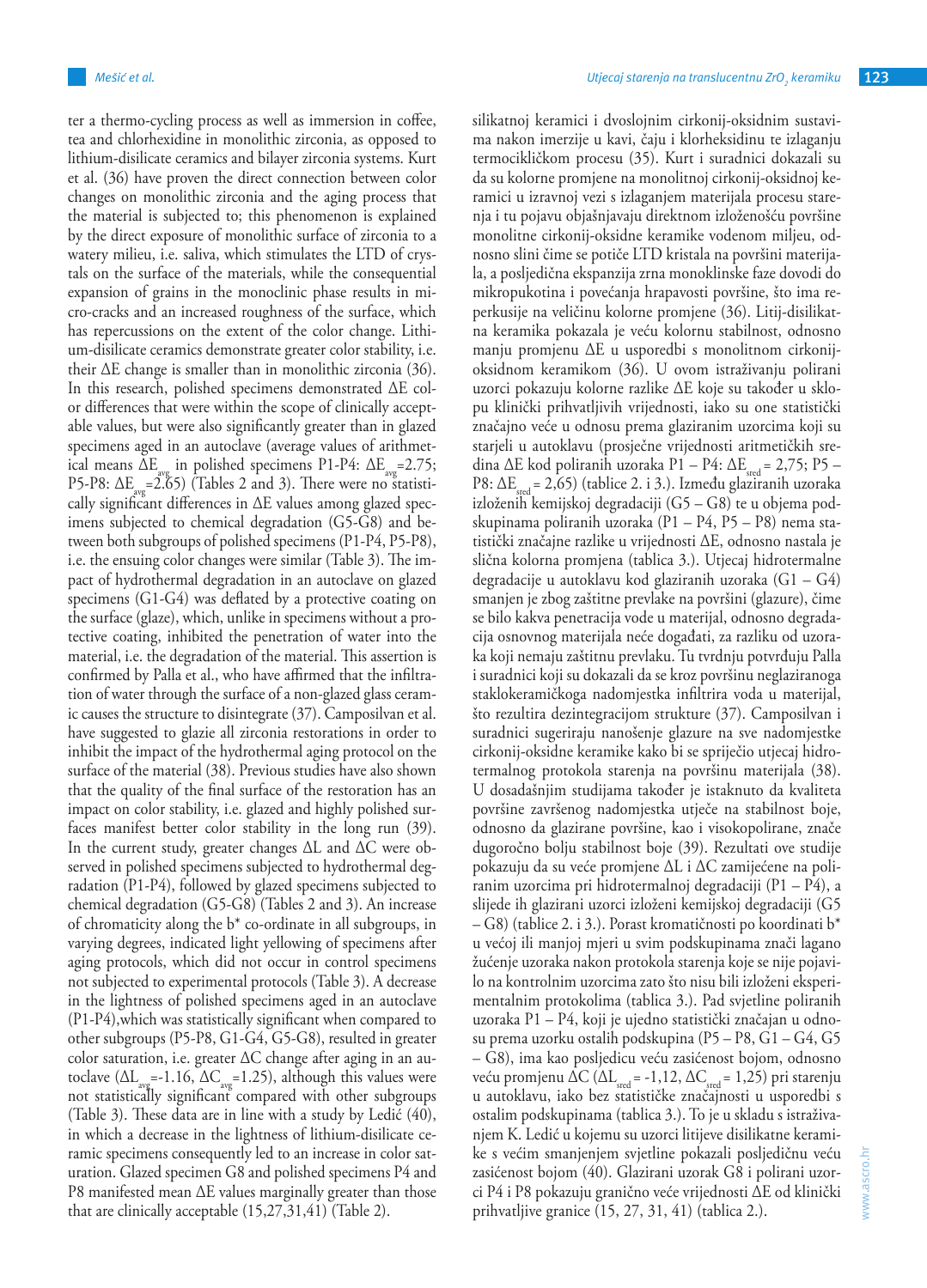ter a thermo-cycling process as well as immersion in coffee, tea and chlorhexidine in monolithic zirconia, as opposed to lithium-disilicate ceramics and bilayer zirconia systems. Kurt et al. (36) have proven the direct connection between color changes on monolithic zirconia and the aging process that the material is subjected to; this phenomenon is explained by the direct exposure of monolithic surface of zirconia to a watery milieu, i.e. saliva, which stimulates the LTD of crystals on the surface of the materials, while the consequential expansion of grains in the monoclinic phase results in micro-cracks and an increased roughness of the surface, which has repercussions on the extent of the color change. Lithium-disilicate ceramics demonstrate greater color stability, i.e. their ΔE change is smaller than in monolithic zirconia (36). In this research, polished specimens demonstrated ΔE color differences that were within the scope of clinically acceptable values, but were also significantly greater than in glazed specimens aged in an autoclave (average values of arithmetical means $\Delta E_{avg}$ in polished specimens P1-P4: $\Delta E_{avg}$=2.75; P5-P8: $\Delta E_{avg}$=2.65) (Tables 2 and 3). There were no statistically significant differences in ΔE values among glazed specimens subjected to chemical degradation (G5-G8) and between both subgroups of polished specimens (P1-P4, P5-P8), i.e. the ensuing color changes were similar (Table 3). The impact of hydrothermal degradation in an autoclave on glazed specimens (G1-G4) was deflated by a protective coating on the surface (glaze), which, unlike in specimens without a protective coating, inhibited the penetration of water into the material, i.e. the degradation of the material. This assertion is confirmed by Palla et al., who have affirmed that the infiltration of water through the surface of a non-glazed glass ceramic causes the structure to disintegrate (37). Camposilvan et al. have suggested to glazie all zirconia restorations in order to inhibit the impact of the hydrothermal aging protocol on the surface of the material (38). Previous studies have also shown that the quality of the final surface of the restoration has an impact on color stability, i.e. glazed and highly polished surfaces manifest better color stability in the long run (39). In the current study, greater changes ΔL and ΔC were observed in polished specimens subjected to hydrothermal degradation (P1-P4), followed by glazed specimens subjected to chemical degradation (G5-G8) (Tables 2 and 3). An increase of chromaticity along the b* co-ordinate in all subgroups, in varying degrees, indicated light yellowing of specimens after aging protocols, which did not occur in control specimens not subjected to experimental protocols (Table 3). A decrease in the lightness of polished specimens aged in an autoclave (P1-P4),which was statistically significant when compared to other subgroups (P5-P8, G1-G4, G5-G8), resulted in greater color saturation, i.e. greater ΔC change after aging in an autoclave ($\Delta L_{avg}$=-1.16, $\Delta C_{avg}$=1.25), although this values were not statistically significant compared with other subgroups (Table 3). These data are in line with a study by Ledić (40), in which a decrease in the lightness of lithium-disilicate ceramic specimens consequently led to an increase in color saturation. Glazed specimen G8 and polished specimens P4 and P8 manifested mean ΔE values marginally greater than those that are clinically acceptable (15,27,31,41) (Table 2).

silikatnoj keramici i dvoslojnim cirkonij-oksidnim sustavima nakon imerzije u kavi, čaju i klorheksidinu te izlaganju termocikličkom procesu (35). Kurt i suradnici dokazali su da su kolorne promjene na monolitnoj cirkonij-oksidnoj keramici u izravnoj vezi s izlaganjem materijala procesu starenja i tu pojavu objašnjavaju direktnom izloženošću površine monolitne cirkonij-oksidne keramike vodenom miljeu, odnosno slini čime se potiče LTD kristala na površini materijala, a posljedična ekspanzija zrna monoklinske faze dovodi do mikropukotina i povećanja hrapavosti površine, što ima reperkusije na veličinu kolorne promjene (36). Litij-disilikatna keramika pokazala je veću kolornu stabilnost, odnosno manju promjenu ΔE u usporedbi s monolitnom cirkonij-oksidnom keramikom (36). U ovom istraživanju polirani uzorci pokazuju kolorne razlike ΔE koje su također u sklopu klinički prihvatljivih vrijednosti, iako su one statistički značajno veće u odnosu prema glaziranim uzorcima koji su starjeli u autoklavu (prosječne vrijednosti aritmetičkih sredina ΔE kod poliranih uzoraka P1 – P4: $\Delta E_{sred}$ = 2,75; P5 – P8: $\Delta E_{sred}$ = 2,65) (tablice 2. i 3.). Između glaziranih uzoraka izloženih kemijskoj degradaciji (G5 – G8) te u objema podskupinama poliranih uzoraka (P1 – P4, P5 – P8) nema statistički značajne razlike u vrijednosti ΔE, odnosno nastala je slična kolorna promjena (tablica 3.). Utjecaj hidrotermalne degradacije u autoklavu kod glaziranih uzoraka (G1 – G4) smanjen je zbog zaštitne prevlake na površini (glazure), čime se bilo kakva penetracija vode u materijal, odnosno degradacija osnovnog materijala neće događati, za razliku od uzoraka koji nemaju zaštitnu prevlaku. Tu tvrdnju potvrđuju Palla i suradnici koji su dokazali da se kroz površinu neglaziranoga staklokeramičkoga nadomjestka infiltrira voda u materijal, što rezultira dezintegracijom strukture (37). Camposilvan i suradnici sugeriraju nanošenje glazure na sve nadomjestke cirkonij-oksidne keramike kako bi se spriječio utjecaj hidrotermalnog protokola starenja na površinu materijala (38). U dosadašnjim studijama također je istaknuto da kvaliteta površine završenog nadomjestka utječe na stabilnost boje, odnosno da glazirane površine, kao i visokopolirane, znače dugoročno bolju stabilnost boje (39). Rezultati ove studije pokazuju da su veće promjene ΔL i ΔC zamijećene na poliranim uzorcima pri hidrotermalnoj degradaciji (P1 – P4), a slijede ih glazirani uzorci izloženi kemijskoj degradaciji (G5 – G8) (tablice 2. i 3.). Porast kromatičnosti po koordinati b* u većoj ili manjoj mjeri u svim podskupinama znači lagano žućenje uzoraka nakon protokola starenja koje se nije pojavilo na kontrolnim uzorcima zato što nisu bili izloženi eksperimentalnim protokolima (tablica 3.). Pad svjetline poliranih uzoraka P1 – P4, koji je ujedno statistički značajan u odnosu prema uzorku ostalih podskupina (P5 – P8, G1 – G4, G5 – G8), ima kao posljedicu veću zasićenost bojom, odnosno veću promjenu ΔC ($\Delta L_{sred}$ = -1,12, $\Delta C_{sred}$ = 1,25) pri starenju u autoklavu, iako bez statističke značajnosti u usporedbi s ostalim podskupinama (tablica 3.). To je u skladu s istraživanjem K. Ledić u kojemu su uzorci litijeve disilikatne keramike s većim smanjenjem svjetline pokazali posljedičnu veću zasićenost bojom (40). Glazirani uzorak G8 i polirani uzorci P4 i P8 pokazuju granično veće vrijednosti ΔE od klinički prihvatljive granice (15, 27, 31, 41) (tablica 2.).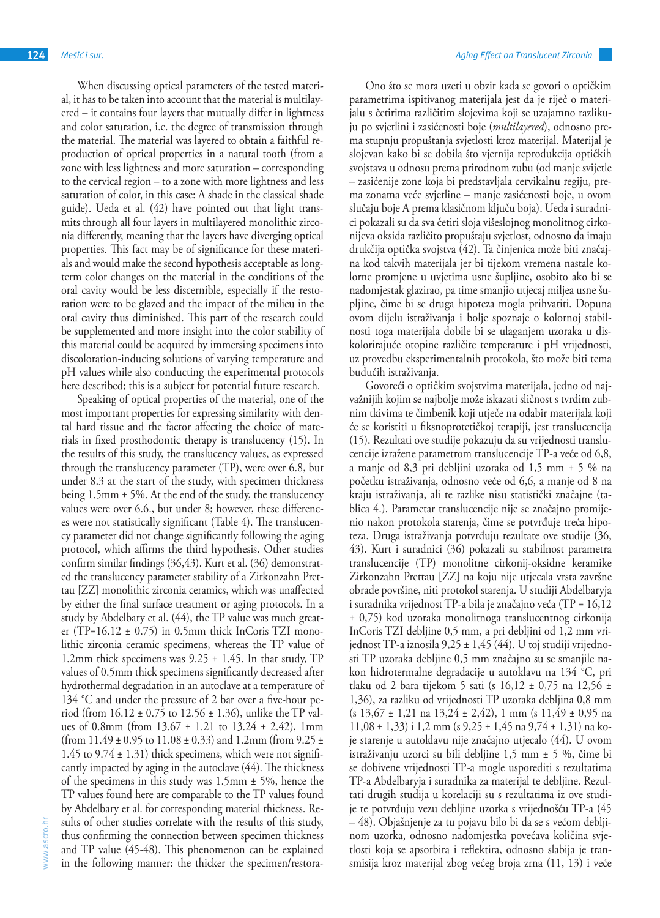When discussing optical parameters of the tested material, it has to be taken into account that the material is multilayered – it contains four layers that mutually differ in lightness and color saturation, i.e. the degree of transmission through the material. The material was layered to obtain a faithful reproduction of optical properties in a natural tooth (from a zone with less lightness and more saturation – corresponding to the cervical region – to a zone with more lightness and less saturation of color, in this case: A shade in the classical shade guide). Ueda et al. (42) have pointed out that light transmits through all four layers in multilayered monolithic zirconia differently, meaning that the layers have diverging optical properties. This fact may be of significance for these materials and would make the second hypothesis acceptable as long-term color changes on the material in the conditions of the oral cavity would be less discernible, especially if the restoration were to be glazed and the impact of the milieu in the oral cavity thus diminished. This part of the research could be supplemented and more insight into the color stability of this material could be acquired by immersing specimens into discoloration-inducing solutions of varying temperature and pH values while also conducting the experimental protocols here described; this is a subject for potential future research.

Speaking of optical properties of the material, one of the most important properties for expressing similarity with dental hard tissue and the factor affecting the choice of materials in fixed prosthodontic therapy is translucency (15). In the results of this study, the translucency values, as expressed through the translucency parameter (TP), were over 6.8, but under 8.3 at the start of the study, with specimen thickness being 1.5mm ± 5%. At the end of the study, the translucency values were over 6.6., but under 8; however, these differences were not statistically significant (Table 4). The translucency parameter did not change significantly following the aging protocol, which affirms the third hypothesis. Other studies confirm similar findings (36,43). Kurt et al. (36) demonstrated the translucency parameter stability of a Zirkonzahn Prettau [ZZ] monolithic zirconia ceramics, which was unaffected by either the final surface treatment or aging protocols. In a study by Abdelbary et al. (44), the TP value was much greater (TP=16.12 ± 0.75) in 0.5mm thick InCoris TZI monolithic zirconia ceramic specimens, whereas the TP value of 1.2mm thick specimens was 9.25 ± 1.45. In that study, TP values of 0.5mm thick specimens significantly decreased after hydrothermal degradation in an autoclave at a temperature of 134 °C and under the pressure of 2 bar over a five-hour period (from 16.12 ± 0.75 to 12.56 ± 1.36), unlike the TP values of 0.8mm (from 13.67 ± 1.21 to 13.24 ± 2.42), 1mm (from 11.49 ± 0.95 to 11.08 ± 0.33) and 1.2mm (from 9.25 ± 1.45 to 9.74 ± 1.31) thick specimens, which were not significantly impacted by aging in the autoclave (44). The thickness of the specimens in this study was 1.5mm ± 5%, hence the TP values found here are comparable to the TP values found by Abdelbary et al. for corresponding material thickness. Results of other studies correlate with the results of this study, thus confirming the connection between specimen thickness and TP value (45-48). This phenomenon can be explained in the following manner: the thicker the specimen/restora-

Ono što se mora uzeti u obzir kada se govori o optičkim parametrima ispitivanog materijala jest da je riječ o materijalu s četirima različitim slojevima koji se uzajamno razlikuju po svjetlini i zasićenosti boje (*multilayered*), odnosno prema stupnju propuštanja svjetlosti kroz materijal. Materijal je slojevan kako bi se dobila što vjernija reprodukcija optičkih svojstava u odnosu prema prirodnom zubu (od manje svijetle – zasićenije zone koja bi predstavljala cervikalnu regiju, prema zonama veće svjetline – manje zasićenosti boje, u ovom slučaju boje A prema klasičnom ključu boja). Ueda i suradnici pokazali su da sva četiri sloja višeslojnog monolitnog cirkonijeva oksida različito propuštaju svjetlost, odnosno da imaju drukčija optička svojstva (42). Ta činjenica može biti značajna kod takvih materijala jer bi tijekom vremena nastale kolorne promjene u uvjetima usne šupljine, osobito ako bi se nadomjestak glazirao, pa time smanjio utjecaj miljea usne šupljine, čime bi se druga hipoteza mogla prihvatiti. Dopuna ovom dijelu istraživanja i bolje spoznaje o kolornoj stabilnosti toga materijala dobile bi se ulaganjem uzoraka u diskolorirajuće otopine različite temperature i pH vrijednosti, uz provedbu eksperimentalnih protokola, što može biti tema budućih istraživanja.

Govoreći o optičkim svojstvima materijala, jedno od najvažnijih kojim se najbolje može iskazati sličnost s tvrdim zubnim tkivima te čimbenik koji utječe na odabir materijala koji će se koristiti u fiksnoprotetičkoj terapiji, jest translucencija (15). Rezultati ove studije pokazuju da su vrijednosti translucencije izražene parametrom translucencije TP-a veće od 6,8, a manje od 8,3 pri debljini uzoraka od 1,5 mm ± 5 % na početku istraživanja, odnosno veće od 6,6, a manje od 8 na kraju istraživanja, ali te razlike nisu statistički značajne (tablica 4.). Parametar translucencije nije se značajno promijenio nakon protokola starenja, čime se potvrđuje treća hipoteza. Druga istraživanja potvrđuju rezultate ove studije (36, 43). Kurt i suradnici (36) pokazali su stabilnost parametra translucencije (TP) monolitne cirkonij-oksidne keramike Zirkonzahn Prettau [ZZ] na koju nije utjecala vrsta završne obrade površine, niti protokol starenja. U studiji Abdelbaryja i suradnika vrijednost TP-a bila je značajno veća (TP = 16,12 ± 0,75) kod uzoraka monolitnoga translucentnog cirkonija InCoris TZI debljine 0,5 mm, a pri debljini od 1,2 mm vrijednost TP-a iznosila 9,25 ± 1,45 (44). U toj studiji vrijednosti TP uzoraka debljine 0,5 mm značajno su se smanjile nakon hidrotermalne degradacije u autoklavu na 134 °C, pri tlaku od 2 bara tijekom 5 sati (s 16,12 ± 0,75 na 12,56 ± 1,36), za razliku od vrijednosti TP uzoraka debljina 0,8 mm (s 13,67 ± 1,21 na 13,24 ± 2,42), 1 mm (s 11,49 ± 0,95 na 11,08 ± 1,33) i 1,2 mm (s 9,25 ± 1,45 na 9,74 ± 1,31) na koje starenje u autoklavu nije značajno utjecalo (44). U ovom istraživanju uzorci su bili debljine 1,5 mm ± 5 %, čime bi se dobivene vrijednosti TP-a mogle usporediti s rezultatima TP-a Abdelbaryja i suradnika za materijal te debljine. Rezultati drugih studija u korelaciji su s rezultatima iz ove studije te potvrđuju vezu debljine uzorka s vrijednošću TP-a (45 – 48). Objašnjenje za tu pojavu bilo bi da se s većom debljinom uzorka, odnosno nadomjestka povećava količina svjetlosti koja se apsorbira i reflektira, odnosno slabija je transmisija kroz materijal zbog većeg broja zrna (11, 13) i veće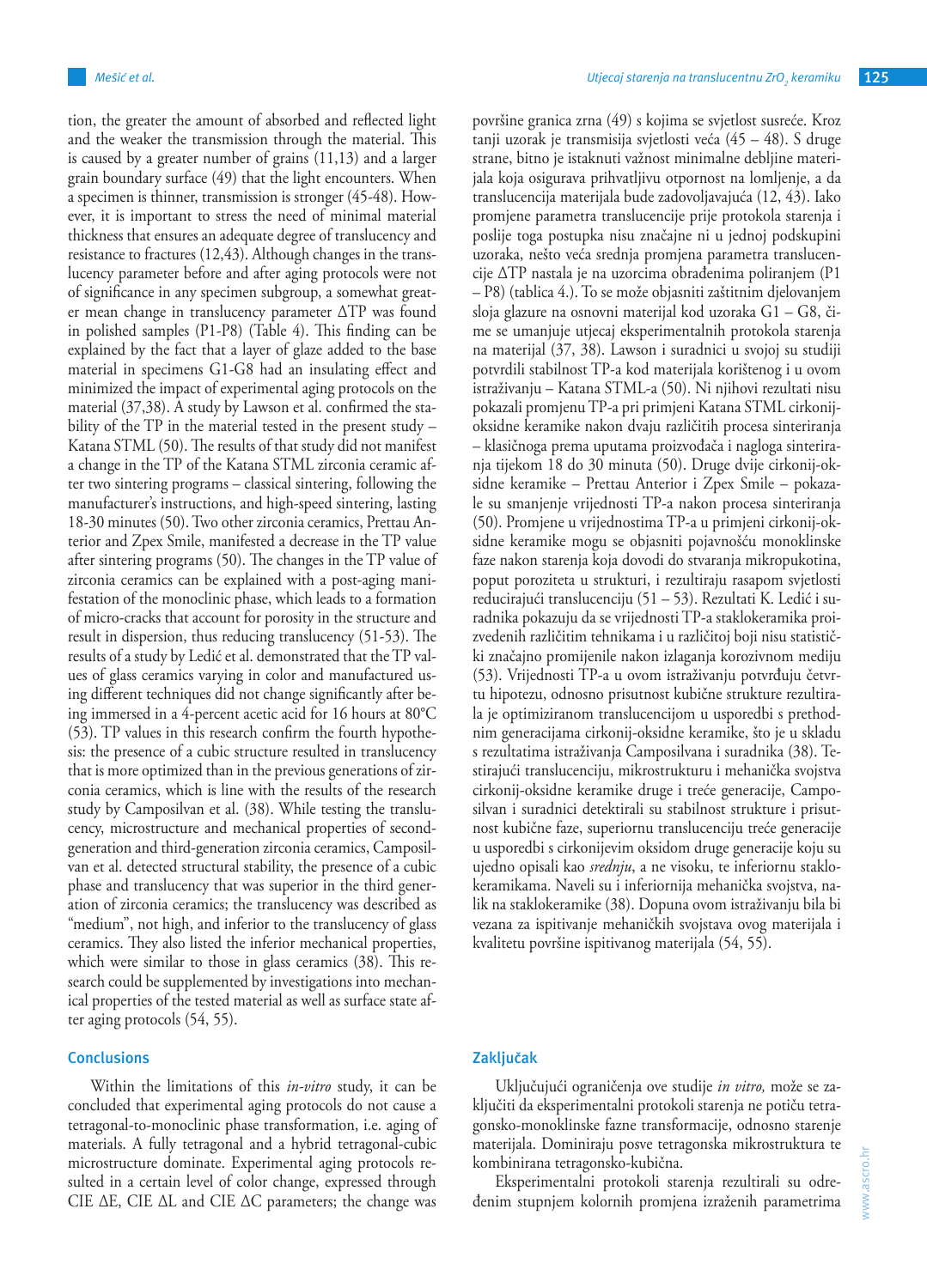tion, the greater the amount of absorbed and reflected light and the weaker the transmission through the material. This is caused by a greater number of grains (11,13) and a larger grain boundary surface (49) that the light encounters. When a specimen is thinner, transmission is stronger (45-48). However, it is important to stress the need of minimal material thickness that ensures an adequate degree of translucency and resistance to fractures (12,43). Although changes in the translucency parameter before and after aging protocols were not of significance in any specimen subgroup, a somewhat greater mean change in translucency parameter ΔTP was found in polished samples (P1-P8) (Table 4). This finding can be explained by the fact that a layer of glaze added to the base material in specimens G1-G8 had an insulating effect and minimized the impact of experimental aging protocols on the material (37,38). A study by Lawson et al. confirmed the stability of the TP in the material tested in the present study – Katana STML (50). The results of that study did not manifest a change in the TP of the Katana STML zirconia ceramic after two sintering programs – classical sintering, following the manufacturer's instructions, and high-speed sintering, lasting 18-30 minutes (50). Two other zirconia ceramics, Prettau Anterior and Zpex Smile, manifested a decrease in the TP value after sintering programs (50). The changes in the TP value of zirconia ceramics can be explained with a post-aging manifestation of the monoclinic phase, which leads to a formation of micro-cracks that account for porosity in the structure and result in dispersion, thus reducing translucency (51-53). The results of a study by Ledić et al. demonstrated that the TP values of glass ceramics varying in color and manufactured using different techniques did not change significantly after being immersed in a 4-percent acetic acid for 16 hours at 80°C (53). TP values in this research confirm the fourth hypothesis: the presence of a cubic structure resulted in translucency that is more optimized than in the previous generations of zirconia ceramics, which is line with the results of the research study by Camposilvan et al. (38). While testing the translucency, microstructure and mechanical properties of second-generation and third-generation zirconia ceramics, Camposilvan et al. detected structural stability, the presence of a cubic phase and translucency that was superior in the third generation of zirconia ceramics; the translucency was described as "medium", not high, and inferior to the translucency of glass ceramics. They also listed the inferior mechanical properties, which were similar to those in glass ceramics (38). This research could be supplemented by investigations into mechanical properties of the tested material as well as surface state after aging protocols (54, 55).

## Conclusions

Within the limitations of this *in-vitro* study, it can be concluded that experimental aging protocols do not cause a tetragonal-to-monoclinic phase transformation, i.e. aging of materials. A fully tetragonal and a hybrid tetragonal-cubic microstructure dominate. Experimental aging protocols resulted in a certain level of color change, expressed through CIE ΔE, CIE ΔL and CIE ΔC parameters; the change was

površine granica zrna (49) s kojima se svjetlost susreće. Kroz tanji uzorak je transmisija svjetlosti veća (45 – 48). S druge strane, bitno je istaknuti važnost minimalne debljine materijala koja osigurava prihvatljivu otpornost na lomljenje, a da translucencija materijala bude zadovoljavajuća (12, 43). Iako promjene parametra translucencije prije protokola starenja i poslije toga postupka nisu značajne ni u jednoj podskupini uzoraka, nešto veća srednja promjena parametra translucencije ΔTP nastala je na uzorcima obrađenima poliranjem (P1 – P8) (tablica 4.). To se može objasniti zaštitnim djelovanjem sloja glazure na osnovni materijal kod uzoraka G1 – G8, čime se umanjuje utjecaj eksperimentalnih protokola starenja na materijal (37, 38). Lawson i suradnici u svojoj su studiji potvrdili stabilnost TP-a kod materijala korištenog i u ovom istraživanju – Katana STML-a (50). Ni njihovi rezultati nisu pokazali promjenu TP-a pri primjeni Katana STML cirkonij-oksidne keramike nakon dvaju različitih procesa sinteriranja – klasičnoga prema uputama proizvođača i naglog sinteriranja tijekom 18 do 30 minuta (50). Druge dvije cirkonij-oksidne keramike – Prettau Anterior i Zpex Smile – pokazale su smanjenje vrijednosti TP-a nakon procesa sinteriranja (50). Promjene u vrijednostima TP-a u primjeni cirkonij-oksidne keramike mogu se objasniti pojavnošću monoklinske faze nakon starenja koja dovodi do stvaranja mikropukotina, poput poroziteta u strukturi, i rezultiraju rasapom svjetlosti reducirajući translucenciju (51 – 53). Rezultati K. Ledić i suradnika pokazuju da se vrijednosti TP-a staklokeramika proizvedenih različitim tehnikama i u različitoj boji nisu statistički značajno promijenile nakon izlaganja korozivnom mediju (53). Vrijednosti TP-a u ovom istraživanju potvrđuju četvrtu hipotezu, odnosno prisutnost kubične strukture rezultirala je optimiziranom translucencijom u usporedbi s prethodnim generacijama cirkonij-oksidne keramike, što je u skladu s rezultatima istraživanja Camposilvana i suradnika (38). Testirajući translucenciju, mikrostrukturu i mehanička svojstva cirkonij-oksidne keramike druge i treće generacije, Camposilvan i suradnici detektirali su stabilnost strukture i prisutnost kubične faze, superiornu translucenciju treće generacije u usporedbi s cirkonijevim oksidom druge generacije koju su ujedno opisali kao *srednju*, a ne visoku, te inferiornu staklokeramikama. Naveli su i inferiornija mehanička svojstva, nalik na staklokeramike (38). Dopuna ovom istraživanju bila bi vezana za ispitivanje mehaničkih svojstava ovog materijala i kvalitetu površine ispitivanog materijala (54, 55).

## Zaključak

Uključujući ograničenja ove studije *in vitro,* može se zaključiti da eksperimentalni protokoli starenja ne potiču tetragonsko-monoklinske fazne transformacije, odnosno starenje materijala. Dominiraju posve tetragonska mikrostruktura te kombinirana tetragonsko-kubična.

Eksperimentalni protokoli starenja rezultirali su određenim stupnjem kolornih promjena izraženih parametrima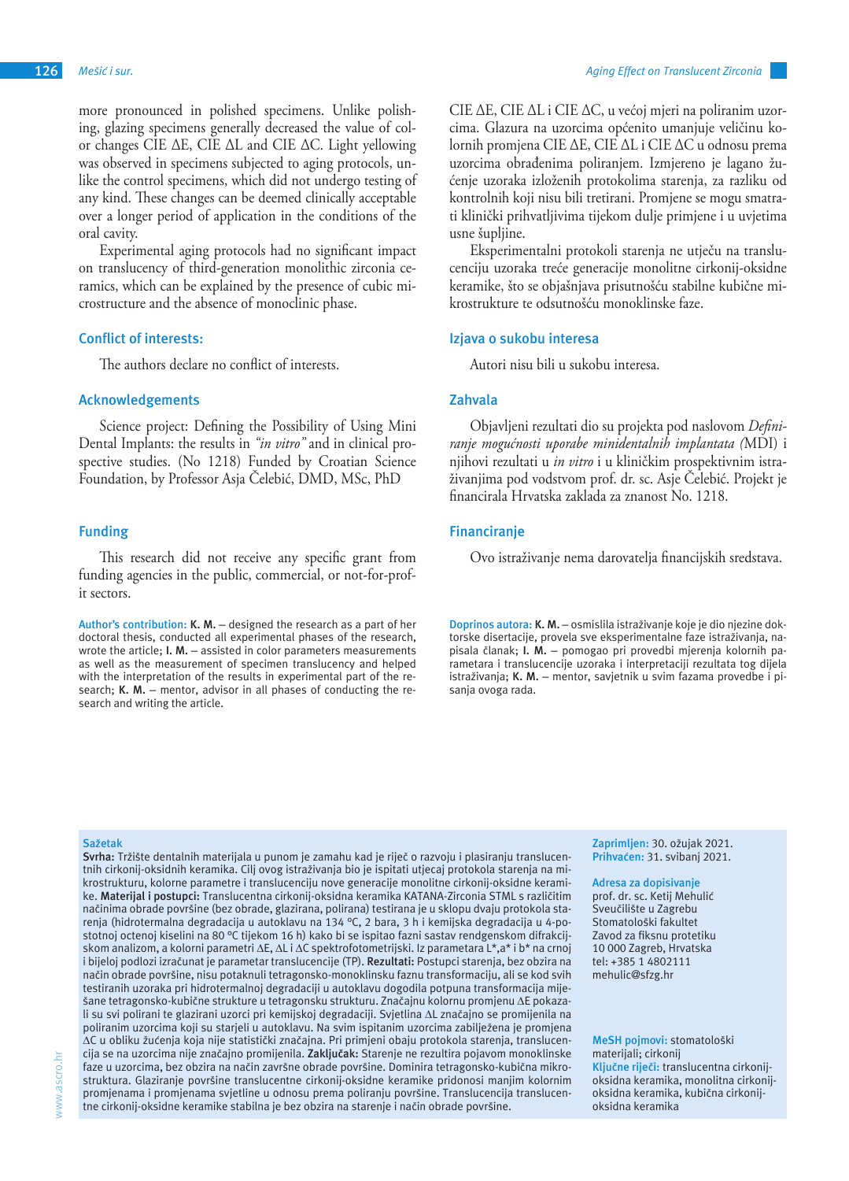more pronounced in polished specimens. Unlike polishing, glazing specimens generally decreased the value of color changes CIE ΔE, CIE ΔL and CIE ΔC. Light yellowing was observed in specimens subjected to aging protocols, unlike the control specimens, which did not undergo testing of any kind. These changes can be deemed clinically acceptable over a longer period of application in the conditions of the oral cavity.

Experimental aging protocols had no significant impact on translucency of third-generation monolithic zirconia ceramics, which can be explained by the presence of cubic microstructure and the absence of monoclinic phase.

## Conflict of interests:

The authors declare no conflict of interests.

## Acknowledgements

Science project: Defining the Possibility of Using Mini Dental Implants: the results in *"in vitro"* and in clinical prospective studies. (No 1218) Funded by Croatian Science Foundation, by Professor Asja Čelebić, DMD, MSc, PhD

## Funding

This research did not receive any specific grant from funding agencies in the public, commercial, or not-for-profit sectors.

**Author's contribution:** **K. M.** – designed the research as a part of her doctoral thesis, conducted all experimental phases of the research, wrote the article; **I. M.** – assisted in color parameters measurements as well as the measurement of specimen translucency and helped with the interpretation of the results in experimental part of the research; **K. M.** – mentor, advisor in all phases of conducting the research and writing the article.

CIE ΔE, CIE ΔL i CIE ΔC, u većoj mjeri na poliranim uzorcima. Glazura na uzorcima općenito umanjuje veličinu kolornih promjena CIE ΔE, CIE ΔL i CIE ΔC u odnosu prema uzorcima obrađenima poliranjem. Izmjereno je lagano žućenje uzoraka izloženih protokolima starenja, za razliku od kontrolnih koji nisu bili tretirani. Promjene se mogu smatrati klinički prihvatljivima tijekom dulje primjene i u uvjetima usne šupljine.

Eksperimentalni protokoli starenja ne utječu na translucenciju uzoraka treće generacije monolitne cirkonij-oksidne keramike, što se objašnjava prisutnošću stabilne kubične mikrostrukture te odsutnošću monoklinske faze.

## Izjava o sukobu interesa

Autori nisu bili u sukobu interesa.

## Zahvala

Objavljeni rezultati dio su projekta pod naslovom *Definiranje mogućnosti uporabe minidentalnih implantata (*MDI) i njihovi rezultati u *in vitro* i u kliničkim prospektivnim istraživanjima pod vodstvom prof. dr. sc. Asje Čelebić. Projekt je financirala Hrvatska zaklada za znanost No. 1218.

## Financiranje

Ovo istraživanje nema darovatelja financijskih sredstava.

**Doprinos autora:** **K. M.** – osmislila istraživanje koje je dio njezine doktorske disertacije, provela sve eksperimentalne faze istraživanja, napisala članak; **I. M.** – pomogao pri provedbi mjerenja kolornih parametara i translucencije uzoraka i interpretaciji rezultata tog dijela istraživanja; **K. M.** – mentor, savjetnik u svim fazama provedbe i pisanja ovoga rada.

**Sažetak**

**Svrha:** Tržište dentalnih materijala u punom je zamahu kad je riječ o razvoju i plasiranju translucentnih cirkonij-oksidnih keramika. Cilj ovog istraživanja bio je ispitati utjecaj protokola starenja na mikrostrukturu, kolorne parametre i translucenciju nove generacije monolitne cirkonij-oksidne keramike. **Materijal i postupci:** Translucentna cirkonij-oksidna keramika KATANA-Zirconia STML s različitim načinima obrade površine (bez obrade, glazirana, polirana) testirana je u sklopu dvaju protokola starenja (hidrotermalna degradacija u autoklavu na 134 °C, 2 bara, 3 h i kemijska degradacija u 4-postotnoj octenoj kiselini na 80 °C tijekom 16 h) kako bi se ispitao fazni sastav rendgenskom difrakcijskom analizom, a kolorni parametri ΔE, ΔL i ΔC spektrofotometrijski. Iz parametara L*,a* i b* na crnoj i bijeloj podlozi izračunat je parametar translucencije (TP). **Rezultati:** Postupci starenja, bez obzira na način obrade površine, nisu potaknuli tetragonsko-monoklinsku faznu transformaciju, ali se kod svih testiranih uzoraka pri hidrotermalnoj degradaciji u autoklavu dogodila potpuna transformacija miješane tetragonsko-kubične strukture u tetragonsku strukturu. Značajnu kolornu promjenu ΔE pokazali su svi polirani te glazirani uzorci pri kemijskoj degradaciji. Svjetlina ΔL značajno se promijenila na poliranim uzorcima koji su starjeli u autoklavu. Na svim ispitanim uzorcima zabilježena je promjena ΔC u obliku žućenja koja nije statistički značajna. Pri primjeni obaju protokola starenja, translucencija se na uzorcima nije značajno promijenila. **Zaključak:** Starenje ne rezultira pojavom monoklinske faze u uzorcima, bez obzira na način završne obrade površine. Dominira tetragonsko-kubična mikrostruktura. Glaziranje površine translucentne cirkonij-oksidne keramike pridonosi manjim kolornim promjenama i promjenama svjetline u odnosu prema poliranju površine. Translucencija translucentne cirkonij-oksidne keramike stabilna je bez obzira na starenje i način obrade površine.

**Zaprimljen:** 30. ožujak 2021.
**Prihvaćen:** 31. svibanj 2021.

**Adresa za dopisivanje**
prof. dr. sc. Ketij Mehulić
Sveučilište u Zagrebu
Stomatološki fakultet
Zavod za fiksnu protetiku
10 000 Zagreb, Hrvatska
tel: +385 1 4802111
mehulic@sfzg.hr

**MeSH pojmovi:** stomatološki materijali; cirkonij
**Ključne riječi:** translucentna cirkonij-oksidna keramika, monolitna cirkonij-oksidna keramika, kubična cirkonij-oksidna keramika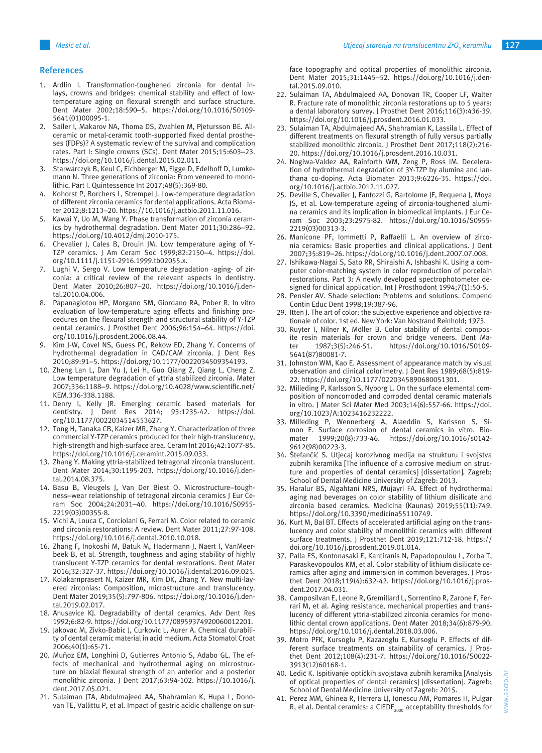## References

1. Ardlin I. Transformation-toughened zirconia for dental inlays, crowns and bridges: chemical stability and effect of low-temperature aging on flexural strength and surface structure. Dent Mater 2002;18:590–5. https://doi.org/10.1016/S0109-5641(01)00095-1.
2. Sailer I, Makarov NA, Thoma DS, Zwahlen M, Pjetursson BE. All-ceramic or metal-ceramic tooth-supported fixed dental prostheses (FDPs)? A systematic review of the survival and complication rates. Part I: Single crowns (SCs). Dent Mater 2015;15:603–23. https://doi.org/10.1016/j.dental.2015.02.011.
3. Starwarczyk B, Keul C, Eichberger M, Figge D, Edelhoff D, Lumkemann N. Three generations of zirconia: From veneered to monolithic. Part I. Quintessence Int 2017;48(5):369-80.
4. Kohorst P, Borchers L, Strempel J. Low-temperature degradation of different zirconia ceramics for dental applications. Acta Biomater 2012;8:1213–20. https://doi.org/10.1016/j.actbio.2011.11.016.
5. Kawai Y, Uo M, Wang Y. Phase transformation of zirconia ceramics by hydrothermal degradation. Dent Mater 2011;30:286–92. https://doi.org/10.4012/dmj.2010-175.
6. Chevalier J, Cales B, Drouin JM. Low temperature aging of Y-TZP ceramics. J Am Ceram Soc 1999;82:2150–4. https://doi.org/10.1111/j.1151-2916.1999.tb02055.x.
7. Lughi V, Sergo V. Low temperature degradation -aging- of zirconia: a critical review of the relevant aspects in dentistry. Dent Mater 2010;26:807–20. https://doi.org/10.1016/j.dental.2010.04.006.
8. Papanagiotou HP, Morgano SM, Giordano RA, Pober R. In vitro evaluation of low-temperature aging effects and finishing procedures on the flexural strength and structural stability of Y-TZP dental ceramics. J Prosthet Dent 2006;96:154–64. https://doi.org/10.1016/j.prosdent.2006.08.44.
9. Kim J-W, Covel NS, Guess PC, Rekow ED, Zhang Y. Concerns of hydrothermal degradation in CAD/CAM zirconia. J Dent Res 2010;89:91–5. https://doi.org/10.1177/0022034509354193.
10. Zheng Lan L, Dan Yu J, Lei H, Guo Qiang Z, Qiang L, Cheng Z. Low temperature degradation of yttria stabilized zirconia. Mater 2007;336:1188–9. https://doi.org/10.4028/www.scientific.net/KEM.336-338.1188.
11. Denry I, Kelly JR. Emerging ceramic based materials for dentistry. J Dent Res 2014; 93:1235-42. https://doi.org/10.1177/0022034514553627.
12. Tong H, Tanaka CB, Kaizer MR, Zhang Y. Characterization of three commercial Y-TZP ceramics produced for their high-translucency, high-strength and high-surface area. Ceram Int 2016;42:1077-85. https://doi.org/10.1016/j.ceramint.2015.09.033.
13. Zhang Y. Making yttria-stabilized tetragonal zirconia translucent. Dent Mater 2014;30:1195-203. https://doi.org/10.1016/j.dental.2014.08.375.
14. Basu B, Vleugels J, Van Der Biest O. Microstructure–toughness–wear relationship of tetragonal zirconia ceramics J Eur Ceram Soc 2004;24:2031–40. https://doi.org/10.1016/S0955-2219(03)00355-8.
15. Vichi A, Louca C, Corciolani G, Ferrari M. Color related to ceramic and circonia restorations: A review. Dent Mater 2011;27:97-108. https://doi.org/10.1016/j.dental.2010.10.018.
16. Zhang F, Inokoshi M, Batuk M, Hadermann J, Naert I, VanMeerbeek B, et al. Strength, toughness and aging stability of highly translucent Y-TZP ceramics for dental restorations. Dent Mater 2016;32:327-37. https://doi.org/10.1016/j.dental.2016.09.025.
17. Kolakarnprasert N, Kaizer MR, Kim DK, Zhang Y. New multi-layered zirconias: Composition, microstructure and translucency. Dent Mater 2019;35(5):797-806. https://doi.org/10.1016/j.dental.2019.02.017.
18. Anusavice KJ. Degradability of dental ceramics. Adv Dent Res 1992;6:82-9. https://doi.org/10.1177/08959374920060012201.
19. Jakovac M, Zivko-Babic J, Curkovic L, Aurer A. Chemical durability of dental ceramic material in acid medium. Acta Stomatol Croat 2006;40(1):65-71.
20. Muñoz EM, Longhini D, Gutierres Antonio S, Adabo GL. The effects of mechanical and hydrothermal aging on microstructure on biaxial flexural strength of an anterior and a posterior monolithic zirconia. J Dent 2017;63:94-102. https://10.1016/j.dent.2017.05.021.
21. Sulaiman JTA, Abdulmajeed AA, Shahramian K, Hupa L, Donovan TE, Vallittu P, et al. Impact of gastric acidic challenge on surface topography and optical properties of monolithic zirconia. Dent Mater 2015;31:1445–52. https://doi.org/10.1016/j.dental.2015.09.010.
22. Sulaiman TA, Abdulmajeed AA, Donovan TR, Cooper LF, Walter R. Fracture rate of monolithic zirconia restorations up to 5 years: a dental laboratory survey. J Prosthet Dent 2016;116(3):436-39. https://doi.org/10.1016/j.prosdent.2016.01.033.
23. Sulaiman TA, Abdulmajeed AA, Shahramian K, Lassila L. Effect of different treatments on flexural strength of fully versus partially stabilized monolithic zirconia. J Prosthet Dent 2017;118(2):216-20. https://doi.org/10.1016/j.prosdent.2016.10.031.
24. Nogiwa-Valdez AA, Rainforth WM, Zeng P, Ross IM. Deceleration of hydrothermal degradation of 3Y-TZP by alumina and lanthana co-doping. Acta Biomater 2013;9:6226-35. https://doi.org/10.1016/j.actbio.2012.11.027.
25. Deville S, Chevalier J, Fantozzi G, Bartolome JF, Requena J, Moya JS, et al. Low-temperature ageing of zirconia-toughened alumina ceramics and its implication in biomedical implants. J Eur Ceram Soc 2003;23:2975-82. https://doi.org/10.1016/S0955-2219(03)00313-3.
26. Manicone PF, Iommetti P, Raffaelli L. An overview of zirconia ceramics: Basic properties and clinical applications. J Dent 2007;35:819–26. https://doi.org/10.1016/j.dent.2007.07.008.
27. Ishikawa-Nagai S, Sato RR, Shiraishi A, Ishbashi K. Using a computer color-matching system in color reproduction of porcelain restorations. Part 3: A newly developed spectrophotometer designed for clinical application. Int J Prosthodont 1994;7(1):50-5.
28. Pensler AV. Shade selection: Problems and solutions. Compend Contin Educ Dent 1998;19:387-96.
29. Itten J. The art of color: the subjective experience and objective rationale of color. 1st ed. New York: Van Nostrand Reinhold; 1973.
30. Ruyter I, Nilner K, Möller B. Color stability of dental composite resin materials for crown and bridge veneers. Dent Mater 1987;3(5):246-51. https://doi.org/10.1016/S0109-5641(87)80081-7.
31. Johnston WM, Kao E. Assessment of appearance match by visual observation and clinical colorimetry. J Dent Res 1989;68(5):819-22. https://doi.org/10.1177/00220345890680051301.
32. Milleding P, Karlsson S, Nyborg L. On the surface elemental composition of noncorroded and corroded dental ceramic materials in vitro. J Mater Sci Mater Med 2003;14(6):557-66. https://doi.org/10.1023/A:1023416232222.
33. Milleding P, Wennerberg A, Alaeddin S, Karlsson S, Simon E. Surface corrosion of dental ceramics in vitro. Biomater 1999;20(8):733-46. https://doi.org/10.1016/s0142-9612(98)00223-3.
34. Štefančić S. Utjecaj korozivnog medija na strukturu i svojstva zubnih keramika [The influence of a corrosive medium on structure and properties of dental ceramics] [dissertation]. Zagreb; School of Dental Medicine University of Zagreb: 2013.
35. Haralur BS, Algahtani NRS, Mujayri FA. Effect of hydrothermal aging nad beverages on color stability of lithium disilicate and zirconia based ceramics. Medicina (Kaunas) 2019;55(11):749. https://doi.org/10.3390/medicina55110749.
36. Kurt M, Bal BT. Effects of accelerated artificial aging on the translucency and color stability of monolithic ceramics with different surface treatments. J Prosthet Dent 2019;121:712-18. https://doi.org/10.1016/j.prosdent.2019.01.014.
37. Palla ES, Kontonasaki E, Kantiranis N, Papadopoulou L, Zorba T, Paraskevopoulos KM, et al. Color stability of lithium disilicate ceramics after aging and immersion in common beverages. J Prosthet Dent 2018;119(4):632-42. https://doi.org/10.1016/j.prosdent.2017.04.031.
38. Camposilvan E, Leone R, Gremillard L, Sorrentino R, Zarone F, Ferrari M, et al. Aging resistance, mechanical properties and translucency of different yttria-stabilized zirconia ceramics for monolithic dental crown applications. Dent Mater 2018;34(6):879-90. https://doi.org/10.1016/j.dental.2018.03.006.
39. Motro PFK, Kursoglu P, Kazazoglu E, Kursoglu P. Effects of different surface treatments on stainability of ceramics. J Prosthet Dent 2012;108(4):231-7. https://doi.org/10.1016/S0022-3913(12)60168-1.
40. Ledić K. Ispitivanje optičkih svojstava zubnih keramika [Analysis of optical properties of dental ceramics] [dissertation]. Zagreb; School of Dental Medicine University of Zagreb: 2015.
41. Perez MM, Ghinea R, Herrera LJ, Ionescu AM, Pomares H, Pulgar R, el al. Dental ceramics: a $CIEDE_{2000}$ acceptability thresholds for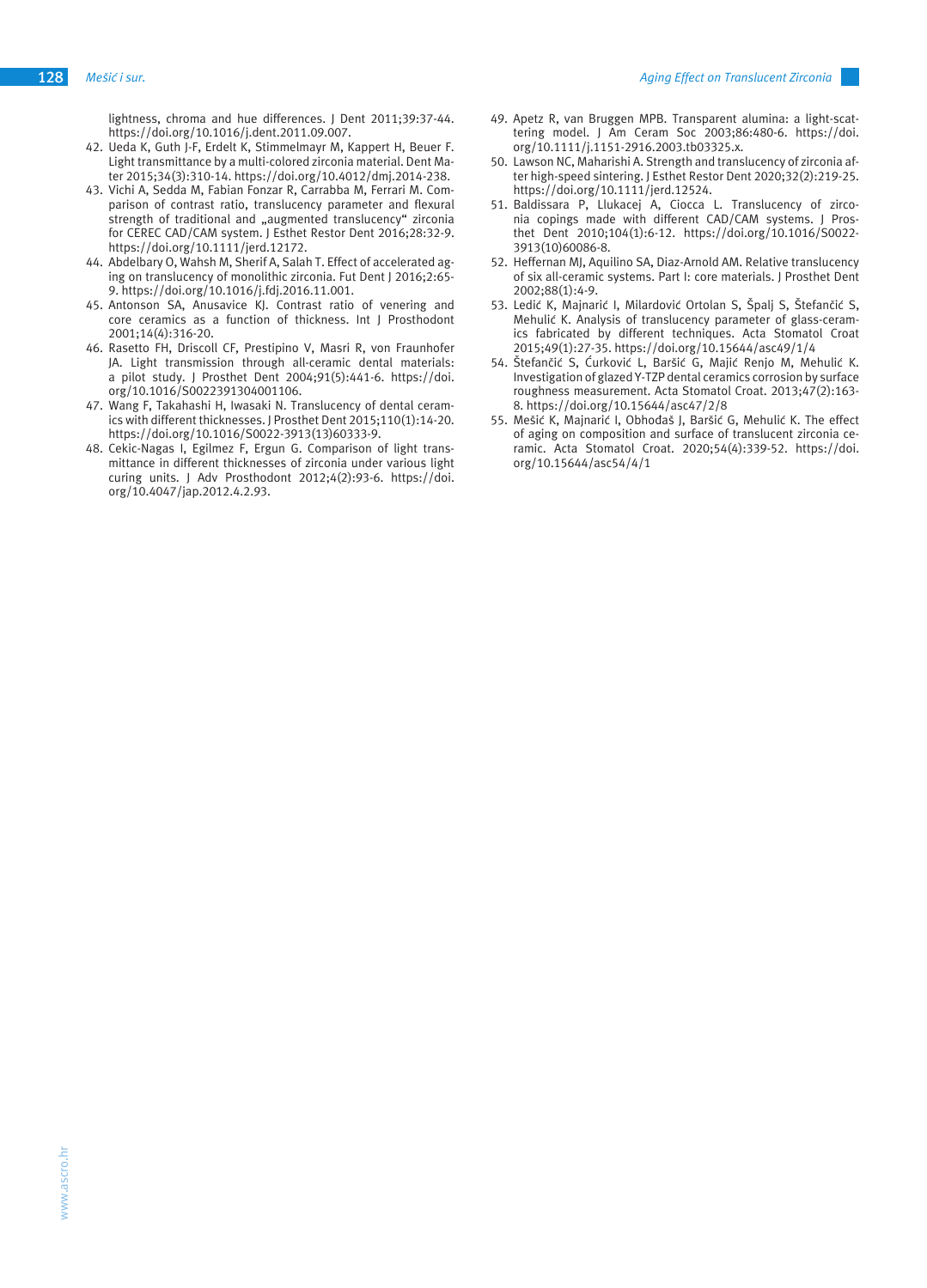lightness, chroma and hue differences. J Dent 2011;39:37-44. https://doi.org/10.1016/j.dent.2011.09.007.

42. Ueda K, Guth J-F, Erdelt K, Stimmelmayr M, Kappert H, Beuer F. Light transmittance by a multi-colored zirconia material. Dent Mater 2015;34(3):310-14. https://doi.org/10.4012/dmj.2014-238.
43. Vichi A, Sedda M, Fabian Fonzar R, Carrabba M, Ferrari M. Comparison of contrast ratio, translucency parameter and flexural strength of traditional and „augmented translucency" zirconia for CEREC CAD/CAM system. J Esthet Restor Dent 2016;28:32-9. https://doi.org/10.1111/jerd.12172.
44. Abdelbary O, Wahsh M, Sherif A, Salah T. Effect of accelerated aging on translucency of monolithic zirconia. Fut Dent J 2016;2:65-9. https://doi.org/10.1016/j.fdj.2016.11.001.
45. Antonson SA, Anusavice KJ. Contrast ratio of venering and core ceramics as a function of thickness. Int J Prosthodont 2001;14(4):316-20.
46. Rasetto FH, Driscoll CF, Prestipino V, Masri R, von Fraunhofer JA. Light transmission through all-ceramic dental materials: a pilot study. J Prosthet Dent 2004;91(5):441-6. https://doi.org/10.1016/S0022391304001106.
47. Wang F, Takahashi H, Iwasaki N. Translucency of dental ceramics with different thicknesses. J Prosthet Dent 2015;110(1):14-20. https://doi.org/10.1016/S0022-3913(13)60333-9.
48. Cekic-Nagas I, Egilmez F, Ergun G. Comparison of light transmittance in different thicknesses of zirconia under various light curing units. J Adv Prosthodont 2012;4(2):93-6. https://doi.org/10.4047/jap.2012.4.2.93.
49. Apetz R, van Bruggen MPB. Transparent alumina: a light-scattering model. J Am Ceram Soc 2003;86:480-6. https://doi.org/10.1111/j.1151-2916.2003.tb03325.x.
50. Lawson NC, Maharishi A. Strength and translucency of zirconia after high-speed sintering. J Esthet Restor Dent 2020;32(2):219-25. https://doi.org/10.1111/jerd.12524.
51. Baldissara P, Llukacej A, Ciocca L. Translucency of zirconia copings made with different CAD/CAM systems. J Prosthet Dent 2010;104(1):6-12. https://doi.org/10.1016/S0022-3913(10)60086-8.
52. Heffernan MJ, Aquilino SA, Diaz-Arnold AM. Relative translucency of six all-ceramic systems. Part I: core materials. J Prosthet Dent 2002;88(1):4-9.
53. Ledić K, Majnarić I, Milardović Ortolan S, Špalj S, Štefančić S, Mehulić K. Analysis of translucency parameter of glass-ceramics fabricated by different techniques. Acta Stomatol Croat 2015;49(1):27-35. https://doi.org/10.15644/asc49/1/4
54. Štefančić S, Ćurković L, Baršić G, Majić Renjo M, Mehulić K. Investigation of glazed Y-TZP dental ceramics corrosion by surface roughness measurement. Acta Stomatol Croat. 2013;47(2):163-8. https://doi.org/10.15644/asc47/2/8
55. Mešić K, Majnarić I, Obhođaš J, Baršić G, Mehulić K. The effect of aging on composition and surface of translucent zirconia ceramic. Acta Stomatol Croat. 2020;54(4):339-52. https://doi.org/10.15644/asc54/4/1